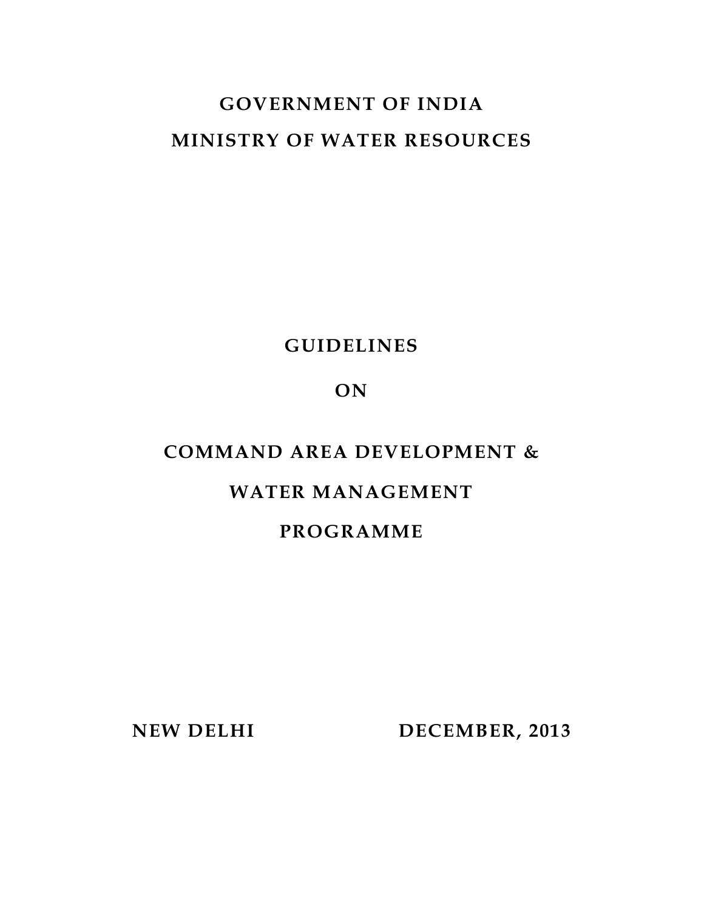# GOVERNMENT OF INDIA

# MINISTRY OF WATER RESOURCES

## GUIDELINES

## ON

## COMMAND AREA DEVELOPMENT &

## WATER MANAGEMENT

## PROGRAMME

**NEW DELHI** **DECEMBER, 2013**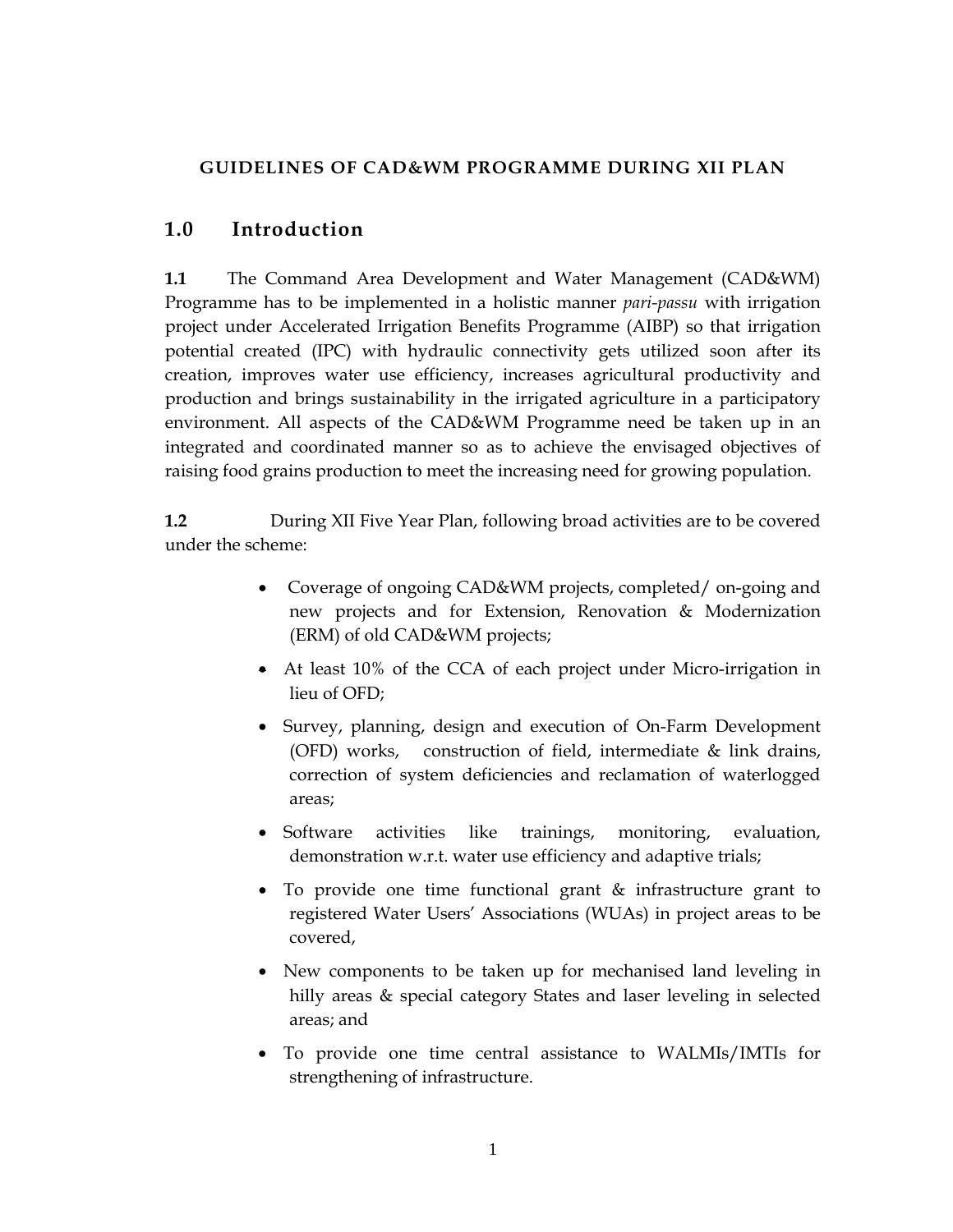# GUIDELINES OF CAD&WM PROGRAMME DURING XII PLAN

## 1.0 Introduction

**1.1** The Command Area Development and Water Management (CAD&WM) Programme has to be implemented in a holistic manner *pari-passu* with irrigation project under Accelerated Irrigation Benefits Programme (AIBP) so that irrigation potential created (IPC) with hydraulic connectivity gets utilized soon after its creation, improves water use efficiency, increases agricultural productivity and production and brings sustainability in the irrigated agriculture in a participatory environment. All aspects of the CAD&WM Programme need be taken up in an integrated and coordinated manner so as to achieve the envisaged objectives of raising food grains production to meet the increasing need for growing population.

**1.2** During XII Five Year Plan, following broad activities are to be covered under the scheme:

- Coverage of ongoing CAD&WM projects, completed/ on-going and new projects and for Extension, Renovation & Modernization (ERM) of old CAD&WM projects;
- At least 10% of the CCA of each project under Micro-irrigation in lieu of OFD;
- Survey, planning, design and execution of On-Farm Development (OFD) works, construction of field, intermediate & link drains, correction of system deficiencies and reclamation of waterlogged areas;
- Software activities like trainings, monitoring, evaluation, demonstration w.r.t. water use efficiency and adaptive trials;
- To provide one time functional grant & infrastructure grant to registered Water Users' Associations (WUAs) in project areas to be covered,
- New components to be taken up for mechanised land leveling in hilly areas & special category States and laser leveling in selected areas; and
- To provide one time central assistance to WALMIs/IMTIs for strengthening of infrastructure.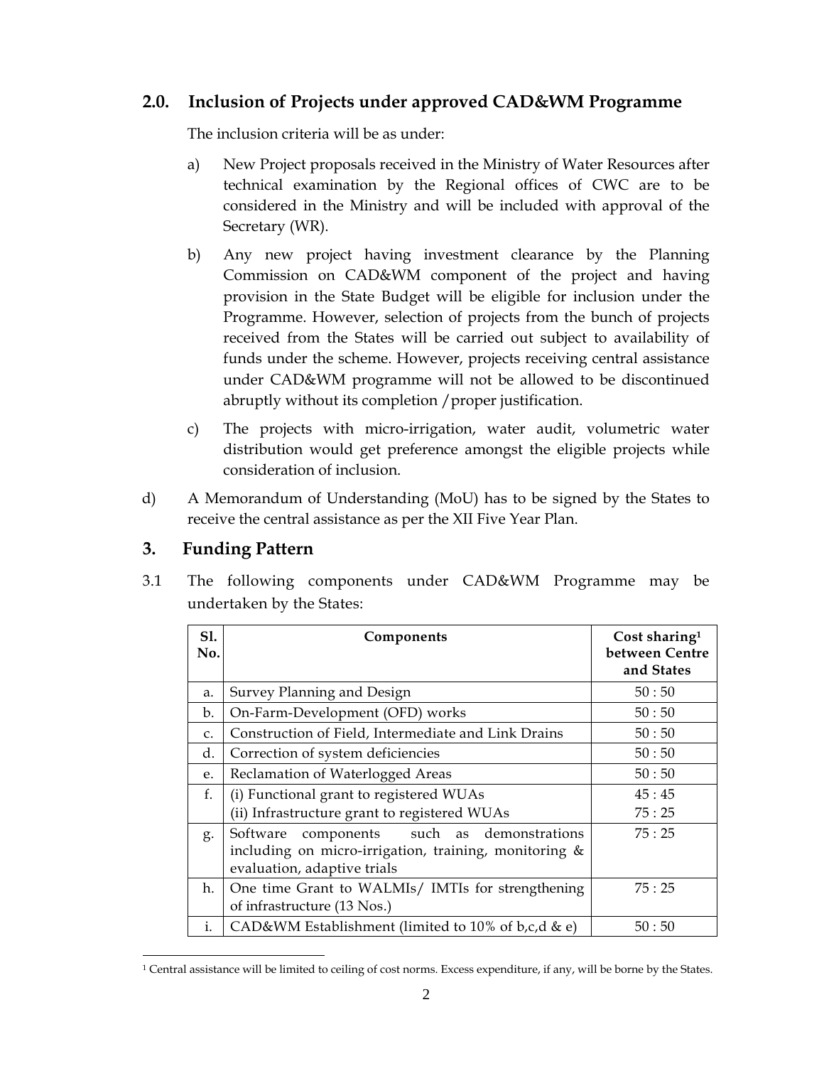## 2.0. Inclusion of Projects under approved CAD&WM Programme

The inclusion criteria will be as under:

a) New Project proposals received in the Ministry of Water Resources after technical examination by the Regional offices of CWC are to be considered in the Ministry and will be included with approval of the Secretary (WR).

b) Any new project having investment clearance by the Planning Commission on CAD&WM component of the project and having provision in the State Budget will be eligible for inclusion under the Programme. However, selection of projects from the bunch of projects received from the States will be carried out subject to availability of funds under the scheme. However, projects receiving central assistance under CAD&WM programme will not be allowed to be discontinued abruptly without its completion /proper justification.

c) The projects with micro-irrigation, water audit, volumetric water distribution would get preference amongst the eligible projects while consideration of inclusion.

d) A Memorandum of Understanding (MoU) has to be signed by the States to receive the central assistance as per the XII Five Year Plan.

## 3. Funding Pattern

3.1 The following components under CAD&WM Programme may be undertaken by the States:

| Sl. No. | Components | Cost sharing[1] between Centre and States |
|---|---|---|
| a. | Survey Planning and Design | 50 : 50 |
| b. | On-Farm-Development (OFD) works | 50 : 50 |
| c. | Construction of Field, Intermediate and Link Drains | 50 : 50 |
| d. | Correction of system deficiencies | 50 : 50 |
| e. | Reclamation of Waterlogged Areas | 50 : 50 |
| f. | (i) Functional grant to registered WUAs<br>(ii) Infrastructure grant to registered WUAs | 45 : 45<br>75 : 25 |
| g. | Software components such as demonstrations including on micro-irrigation, training, monitoring & evaluation, adaptive trials | 75 : 25 |
| h. | One time Grant to WALMIs/ IMTIs for strengthening of infrastructure (13 Nos.) | 75 : 25 |
| i. | CAD&WM Establishment (limited to 10% of b,c,d & e) | 50 : 50 |

[1] Central assistance will be limited to ceiling of cost norms. Excess expenditure, if any, will be borne by the States.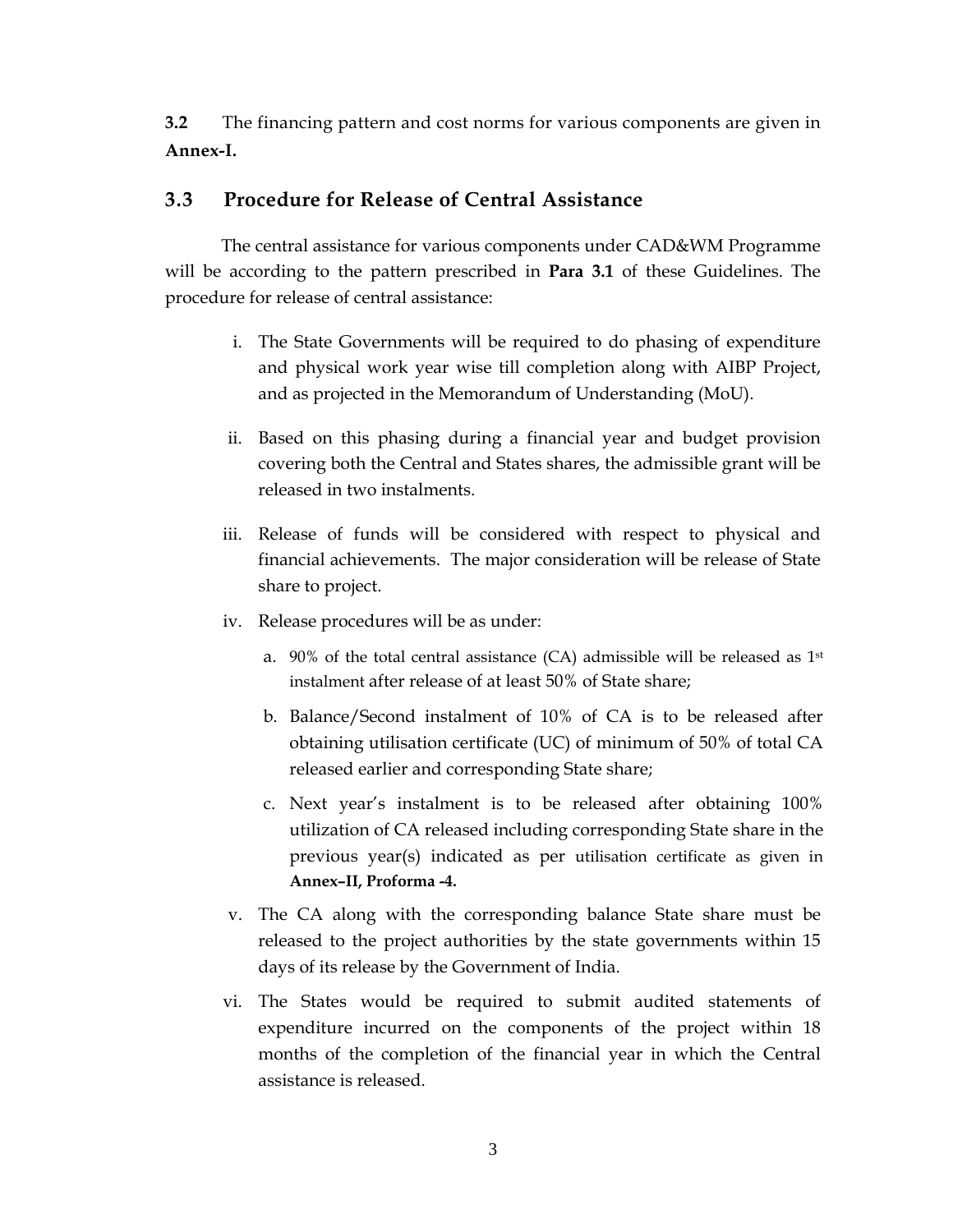**3.2** The financing pattern and cost norms for various components are given in **Annex-I.**

### 3.3 Procedure for Release of Central Assistance

The central assistance for various components under CAD&WM Programme will be according to the pattern prescribed in **Para 3.1** of these Guidelines. The procedure for release of central assistance:

i. The State Governments will be required to do phasing of expenditure and physical work year wise till completion along with AIBP Project, and as projected in the Memorandum of Understanding (MoU).

ii. Based on this phasing during a financial year and budget provision covering both the Central and States shares, the admissible grant will be released in two instalments.

iii. Release of funds will be considered with respect to physical and financial achievements. The major consideration will be release of State share to project.

iv. Release procedures will be as under:

   a. 90% of the total central assistance (CA) admissible will be released as 1st instalment after release of at least 50% of State share;

   b. Balance/Second instalment of 10% of CA is to be released after obtaining utilisation certificate (UC) of minimum of 50% of total CA released earlier and corresponding State share;

   c. Next year's instalment is to be released after obtaining 100% utilization of CA released including corresponding State share in the previous year(s) indicated as per utilisation certificate as given in **Annex–II, Proforma -4.**

v. The CA along with the corresponding balance State share must be released to the project authorities by the state governments within 15 days of its release by the Government of India.

vi. The States would be required to submit audited statements of expenditure incurred on the components of the project within 18 months of the completion of the financial year in which the Central assistance is released.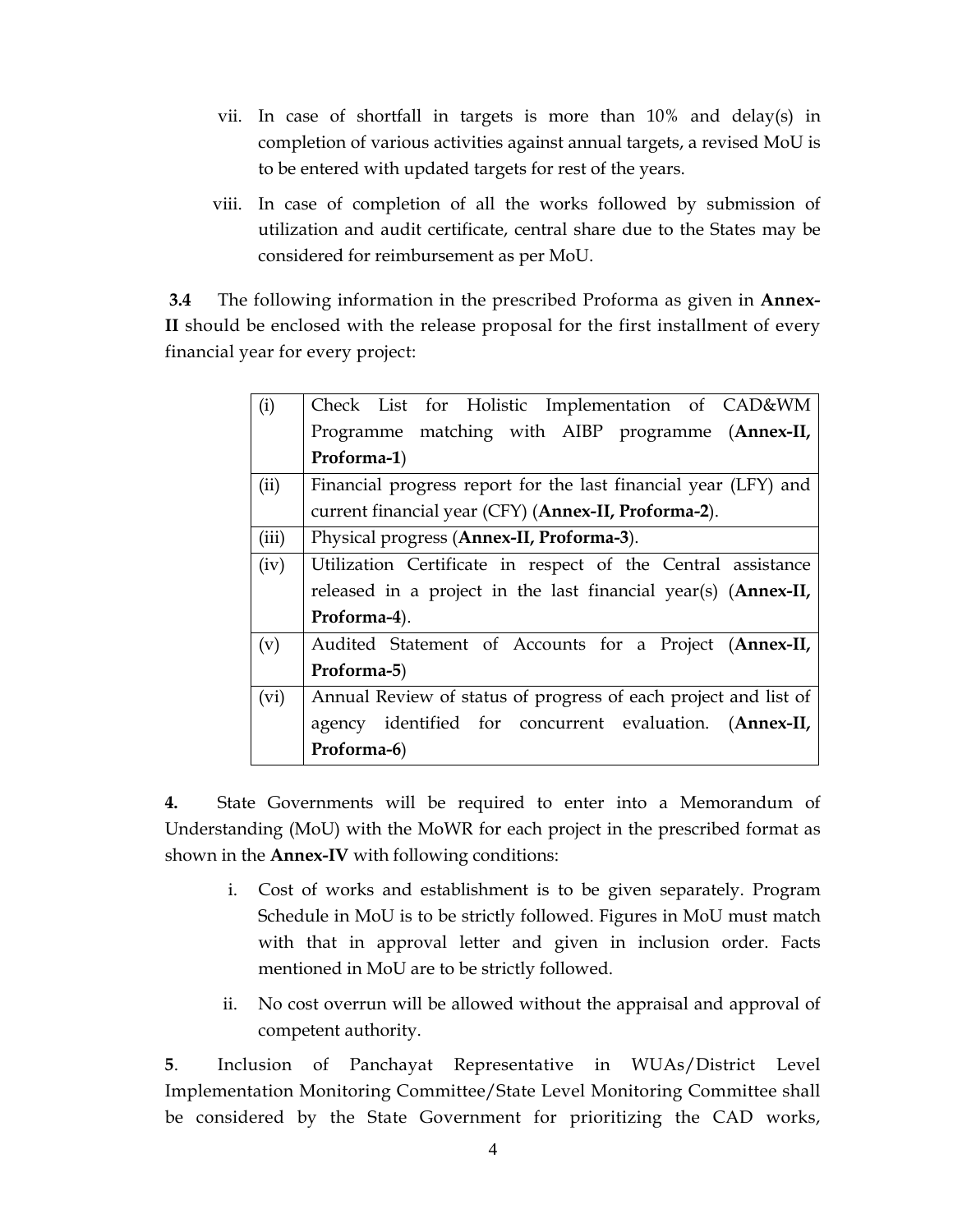vii. In case of shortfall in targets is more than 10% and delay(s) in completion of various activities against annual targets, a revised MoU is to be entered with updated targets for rest of the years.

viii. In case of completion of all the works followed by submission of utilization and audit certificate, central share due to the States may be considered for reimbursement as per MoU.

**3.4** The following information in the prescribed Proforma as given in **Annex-II** should be enclosed with the release proposal for the first installment of every financial year for every project:

| | |
|---|---|
| (i) | Check List for Holistic Implementation of CAD&WM Programme matching with AIBP programme (**Annex-II, Proforma-1**) |
| (ii) | Financial progress report for the last financial year (LFY) and current financial year (CFY) (**Annex-II, Proforma-2**). |
| (iii) | Physical progress (**Annex-II, Proforma-3**). |
| (iv) | Utilization Certificate in respect of the Central assistance released in a project in the last financial year(s) (**Annex-II, Proforma-4**). |
| (v) | Audited Statement of Accounts for a Project (**Annex-II, Proforma-5**) |
| (vi) | Annual Review of status of progress of each project and list of agency identified for concurrent evaluation. (**Annex-II, Proforma-6**) |

**4.** State Governments will be required to enter into a Memorandum of Understanding (MoU) with the MoWR for each project in the prescribed format as shown in the **Annex-IV** with following conditions:

i. Cost of works and establishment is to be given separately. Program Schedule in MoU is to be strictly followed. Figures in MoU must match with that in approval letter and given in inclusion order. Facts mentioned in MoU are to be strictly followed.

ii. No cost overrun will be allowed without the appraisal and approval of competent authority.

**5**. Inclusion of Panchayat Representative in WUAs/District Level Implementation Monitoring Committee/State Level Monitoring Committee shall be considered by the State Government for prioritizing the CAD works,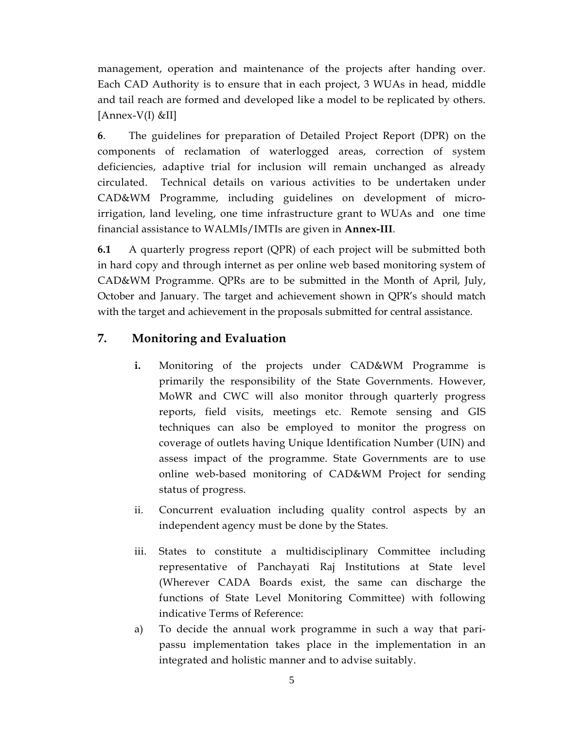management, operation and maintenance of the projects after handing over. Each CAD Authority is to ensure that in each project, 3 WUAs in head, middle and tail reach are formed and developed like a model to be replicated by others. [Annex-V(I) &II]

**6**. The guidelines for preparation of Detailed Project Report (DPR) on the components of reclamation of waterlogged areas, correction of system deficiencies, adaptive trial for inclusion will remain unchanged as already circulated. Technical details on various activities to be undertaken under CAD&WM Programme, including guidelines on development of micro-irrigation, land leveling, one time infrastructure grant to WUAs and one time financial assistance to WALMIs/IMTIs are given in **Annex-III**.

**6.1** A quarterly progress report (QPR) of each project will be submitted both in hard copy and through internet as per online web based monitoring system of CAD&WM Programme. QPRs are to be submitted in the Month of April, July, October and January. The target and achievement shown in QPR's should match with the target and achievement in the proposals submitted for central assistance.

## 7. Monitoring and Evaluation

**i.** Monitoring of the projects under CAD&WM Programme is primarily the responsibility of the State Governments. However, MoWR and CWC will also monitor through quarterly progress reports, field visits, meetings etc. Remote sensing and GIS techniques can also be employed to monitor the progress on coverage of outlets having Unique Identification Number (UIN) and assess impact of the programme. State Governments are to use online web-based monitoring of CAD&WM Project for sending status of progress.

ii. Concurrent evaluation including quality control aspects by an independent agency must be done by the States.

iii. States to constitute a multidisciplinary Committee including representative of Panchayati Raj Institutions at State level (Wherever CADA Boards exist, the same can discharge the functions of State Level Monitoring Committee) with following indicative Terms of Reference:

a) To decide the annual work programme in such a way that pari-passu implementation takes place in the implementation in an integrated and holistic manner and to advise suitably.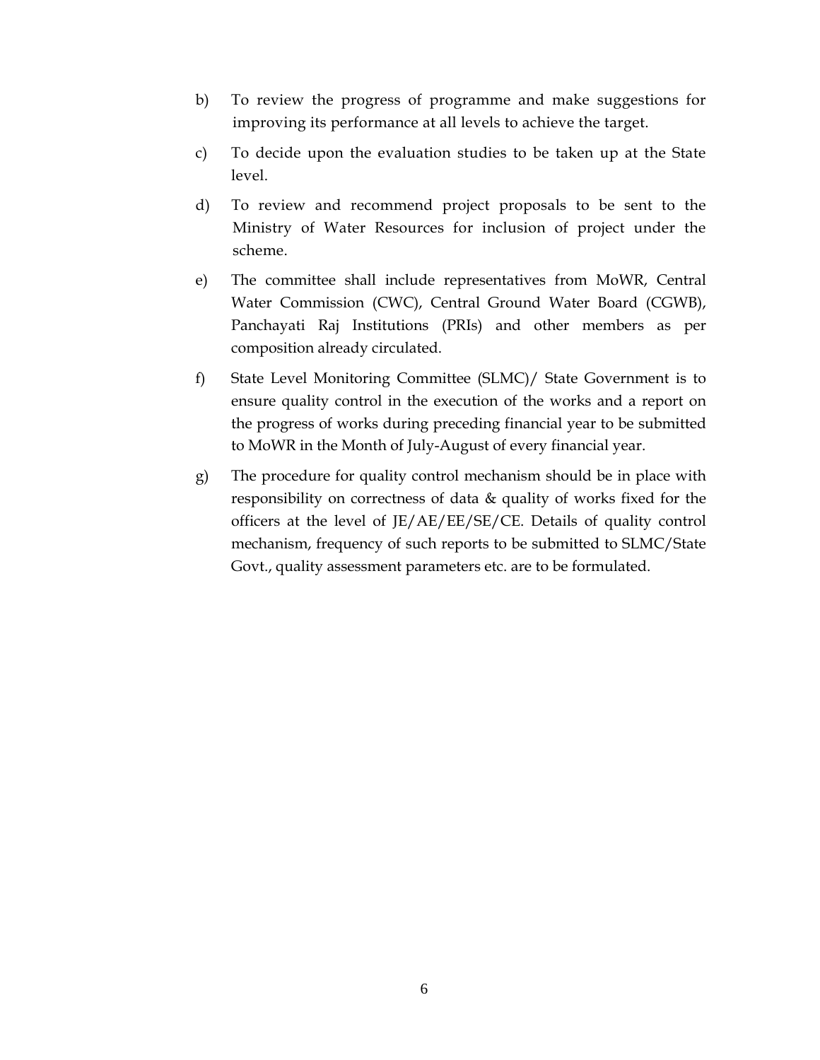b) To review the progress of programme and make suggestions for improving its performance at all levels to achieve the target.

c) To decide upon the evaluation studies to be taken up at the State level.

d) To review and recommend project proposals to be sent to the Ministry of Water Resources for inclusion of project under the scheme.

e) The committee shall include representatives from MoWR, Central Water Commission (CWC), Central Ground Water Board (CGWB), Panchayati Raj Institutions (PRIs) and other members as per composition already circulated.

f) State Level Monitoring Committee (SLMC)/ State Government is to ensure quality control in the execution of the works and a report on the progress of works during preceding financial year to be submitted to MoWR in the Month of July-August of every financial year.

g) The procedure for quality control mechanism should be in place with responsibility on correctness of data & quality of works fixed for the officers at the level of JE/AE/EE/SE/CE. Details of quality control mechanism, frequency of such reports to be submitted to SLMC/State Govt., quality assessment parameters etc. are to be formulated.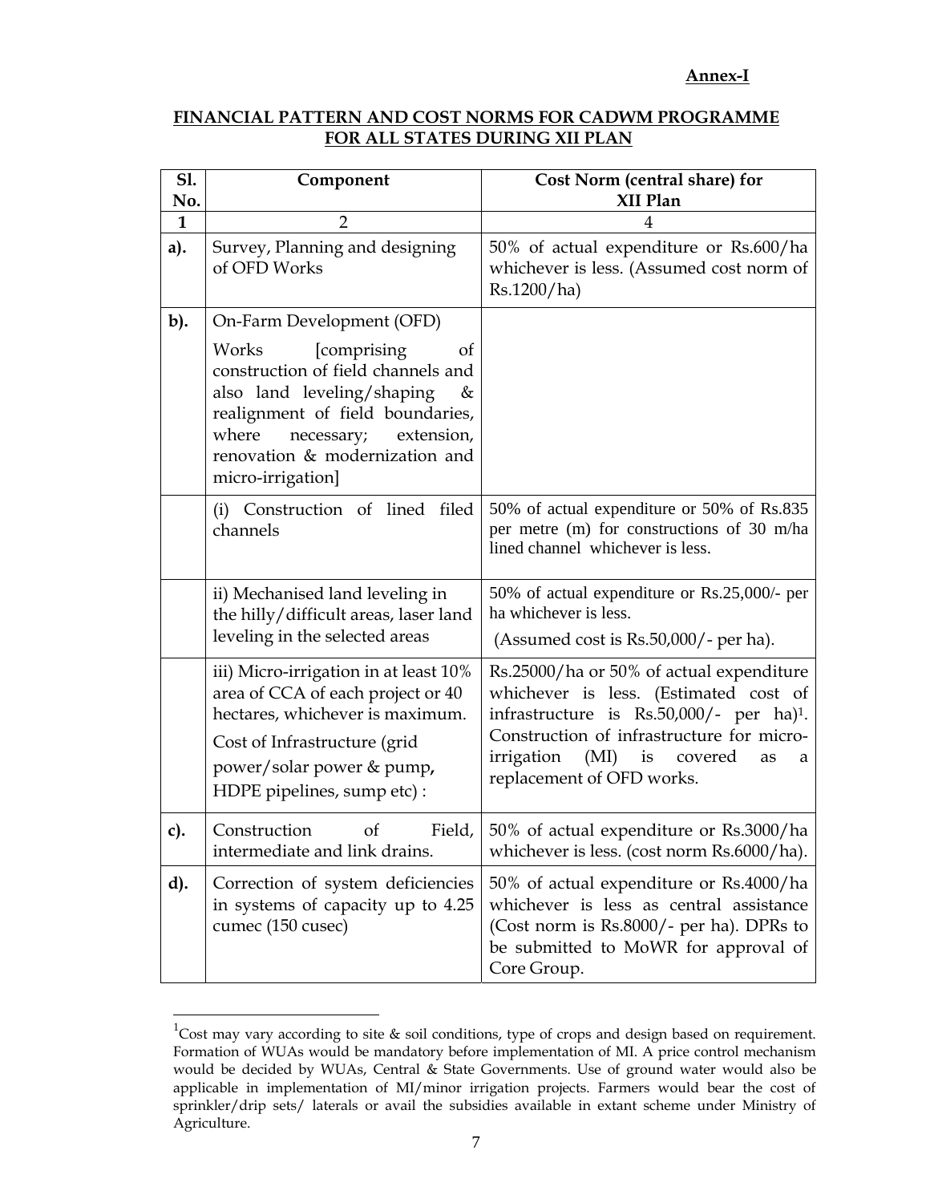**Annex-I**

**FINANCIAL PATTERN AND COST NORMS FOR CADWM PROGRAMME FOR ALL STATES DURING XII PLAN**

| Sl. No. | Component | Cost Norm (central share) for XII Plan |
|---|---|---|
| 1 | 2 | 4 |
| a). | Survey, Planning and designing of OFD Works | 50% of actual expenditure or Rs.600/ha whichever is less. (Assumed cost norm of Rs.1200/ha) |
| b). | On-Farm Development (OFD) Works [comprising of construction of field channels and also land leveling/shaping & realignment of field boundaries, where necessary; extension, renovation & modernization and micro-irrigation] | |
| | (i) Construction of lined filed channels | 50% of actual expenditure or 50% of Rs.835 per metre (m) for constructions of 30 m/ha lined channel whichever is less. |
| | ii) Mechanised land leveling in the hilly/difficult areas, laser land leveling in the selected areas | 50% of actual expenditure or Rs.25,000/- per ha whichever is less. (Assumed cost is Rs.50,000/- per ha). |
| | iii) Micro-irrigation in at least 10% area of CCA of each project or 40 hectares, whichever is maximum. Cost of Infrastructure (grid power/solar power & pump, HDPE pipelines, sump etc) : | Rs.25000/ha or 50% of actual expenditure whichever is less. (Estimated cost of infrastructure is Rs.50,000/- per ha)[1]. Construction of infrastructure for micro-irrigation (MI) is covered as a replacement of OFD works. |
| c). | Construction of Field, intermediate and link drains. | 50% of actual expenditure or Rs.3000/ha whichever is less. (cost norm Rs.6000/ha). |
| d). | Correction of system deficiencies in systems of capacity up to 4.25 cumec (150 cusec) | 50% of actual expenditure or Rs.4000/ha whichever is less as central assistance (Cost norm is Rs.8000/- per ha). DPRs to be submitted to MoWR for approval of Core Group. |

[1] Cost may vary according to site & soil conditions, type of crops and design based on requirement. Formation of WUAs would be mandatory before implementation of MI. A price control mechanism would be decided by WUAs, Central & State Governments. Use of ground water would also be applicable in implementation of MI/minor irrigation projects. Farmers would bear the cost of sprinkler/drip sets/ laterals or avail the subsidies available in extant scheme under Ministry of Agriculture.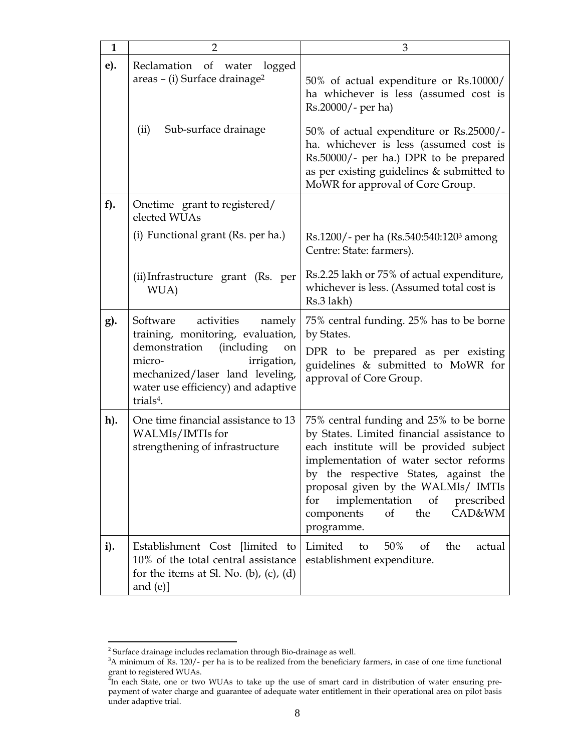| 1 | 2 | 3 |
|---|---|---|
| e). | Reclamation of water logged areas – (i) Surface drainage[2] | 50% of actual expenditure or Rs.10000/ ha whichever is less (assumed cost is Rs.20000/- per ha) |
| | (ii) Sub-surface drainage | 50% of actual expenditure or Rs.25000/- ha. whichever is less (assumed cost is Rs.50000/- per ha.) DPR to be prepared as per existing guidelines & submitted to MoWR for approval of Core Group. |
| f). | Onetime grant to registered/ elected WUAs | |
| | (i) Functional grant (Rs. per ha.) | Rs.1200/- per ha (Rs.540:540:120[3] among Centre: State: farmers). |
| | (ii) Infrastructure grant (Rs. per WUA) | Rs.2.25 lakh or 75% of actual expenditure, whichever is less. (Assumed total cost is Rs.3 lakh) |
| g). | Software activities namely training, monitoring, evaluation, demonstration (including on micro- irrigation, mechanized/laser land leveling, water use efficiency) and adaptive trials[4]. | 75% central funding. 25% has to be borne by States. DPR to be prepared as per existing guidelines & submitted to MoWR for approval of Core Group. |
| h). | One time financial assistance to 13 WALMIs/IMTIs for strengthening of infrastructure | 75% central funding and 25% to be borne by States. Limited financial assistance to each institute will be provided subject implementation of water sector reforms by the respective States, against the proposal given by the WALMIs/ IMTIs for implementation of prescribed components of the CAD&WM programme. |
| i). | Establishment Cost [limited to 10% of the total central assistance for the items at Sl. No. (b), (c), (d) and (e)] | Limited to 50% of the actual establishment expenditure. |

[2] Surface drainage includes reclamation through Bio-drainage as well.

[3] A minimum of Rs. 120/- per ha is to be realized from the beneficiary farmers, in case of one time functional grant to registered WUAs.

[4] In each State, one or two WUAs to take up the use of smart card in distribution of water ensuring pre-payment of water charge and guarantee of adequate water entitlement in their operational area on pilot basis under adaptive trial.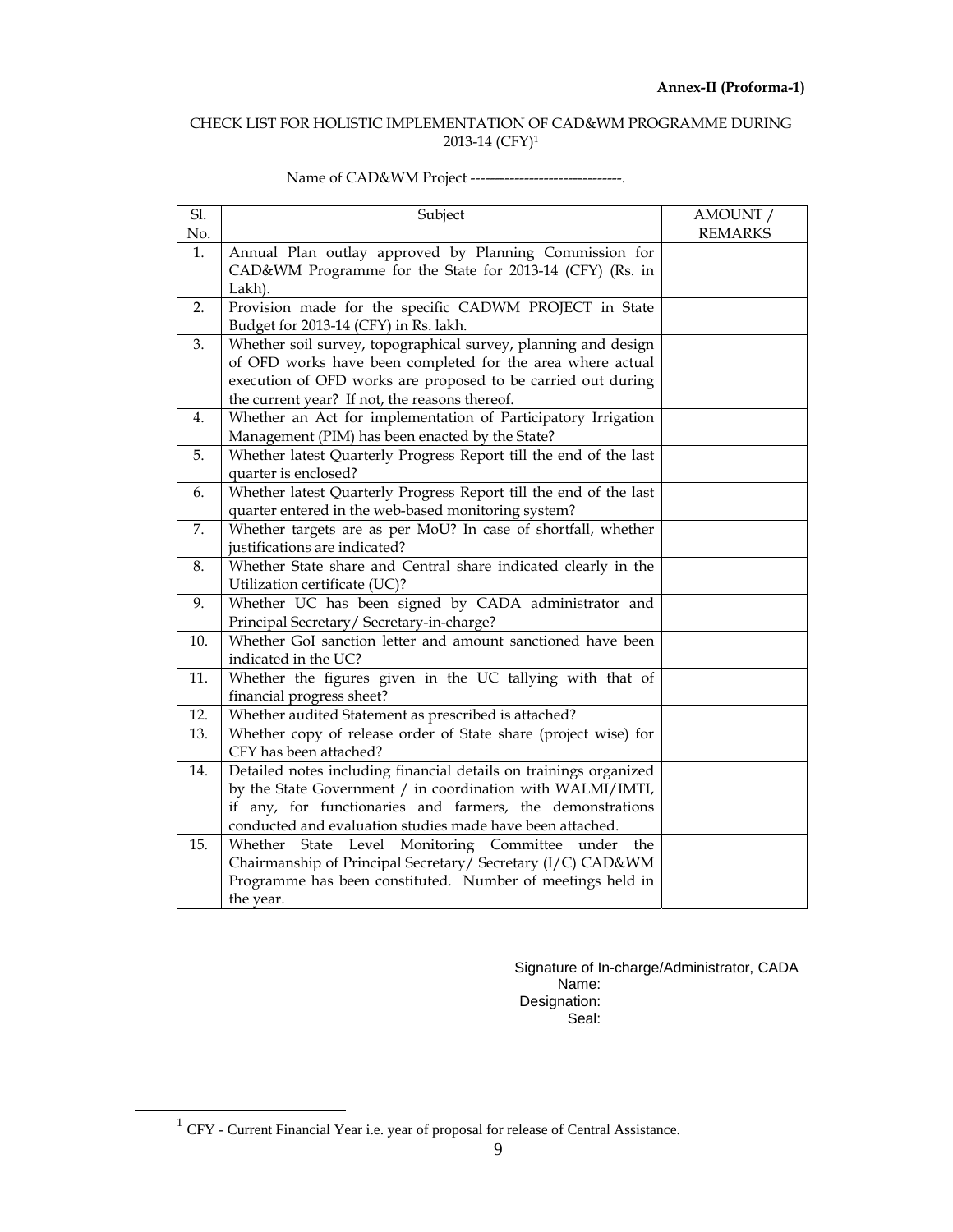**Annex-II (Proforma-1)**

CHECK LIST FOR HOLISTIC IMPLEMENTATION OF CAD&WM PROGRAMME DURING 2013-14 (CFY)[1]

Name of CAD&WM Project -------------------------------.

| Sl. No. | Subject | AMOUNT / REMARKS |
|---|---|---|
| 1. | Annual Plan outlay approved by Planning Commission for CAD&WM Programme for the State for 2013-14 (CFY) (Rs. in Lakh). | |
| 2. | Provision made for the specific CADWM PROJECT in State Budget for 2013-14 (CFY) in Rs. lakh. | |
| 3. | Whether soil survey, topographical survey, planning and design of OFD works have been completed for the area where actual execution of OFD works are proposed to be carried out during the current year? If not, the reasons thereof. | |
| 4. | Whether an Act for implementation of Participatory Irrigation Management (PIM) has been enacted by the State? | |
| 5. | Whether latest Quarterly Progress Report till the end of the last quarter is enclosed? | |
| 6. | Whether latest Quarterly Progress Report till the end of the last quarter entered in the web-based monitoring system? | |
| 7. | Whether targets are as per MoU? In case of shortfall, whether justifications are indicated? | |
| 8. | Whether State share and Central share indicated clearly in the Utilization certificate (UC)? | |
| 9. | Whether UC has been signed by CADA administrator and Principal Secretary/ Secretary-in-charge? | |
| 10. | Whether GoI sanction letter and amount sanctioned have been indicated in the UC? | |
| 11. | Whether the figures given in the UC tallying with that of financial progress sheet? | |
| 12. | Whether audited Statement as prescribed is attached? | |
| 13. | Whether copy of release order of State share (project wise) for CFY has been attached? | |
| 14. | Detailed notes including financial details on trainings organized by the State Government / in coordination with WALMI/IMTI, if any, for functionaries and farmers, the demonstrations conducted and evaluation studies made have been attached. | |
| 15. | Whether State Level Monitoring Committee under the Chairmanship of Principal Secretary/ Secretary (I/C) CAD&WM Programme has been constituted. Number of meetings held in the year. | |

Signature of In-charge/Administrator, CADA
Name:
Designation:
Seal:

[1] CFY - Current Financial Year i.e. year of proposal for release of Central Assistance.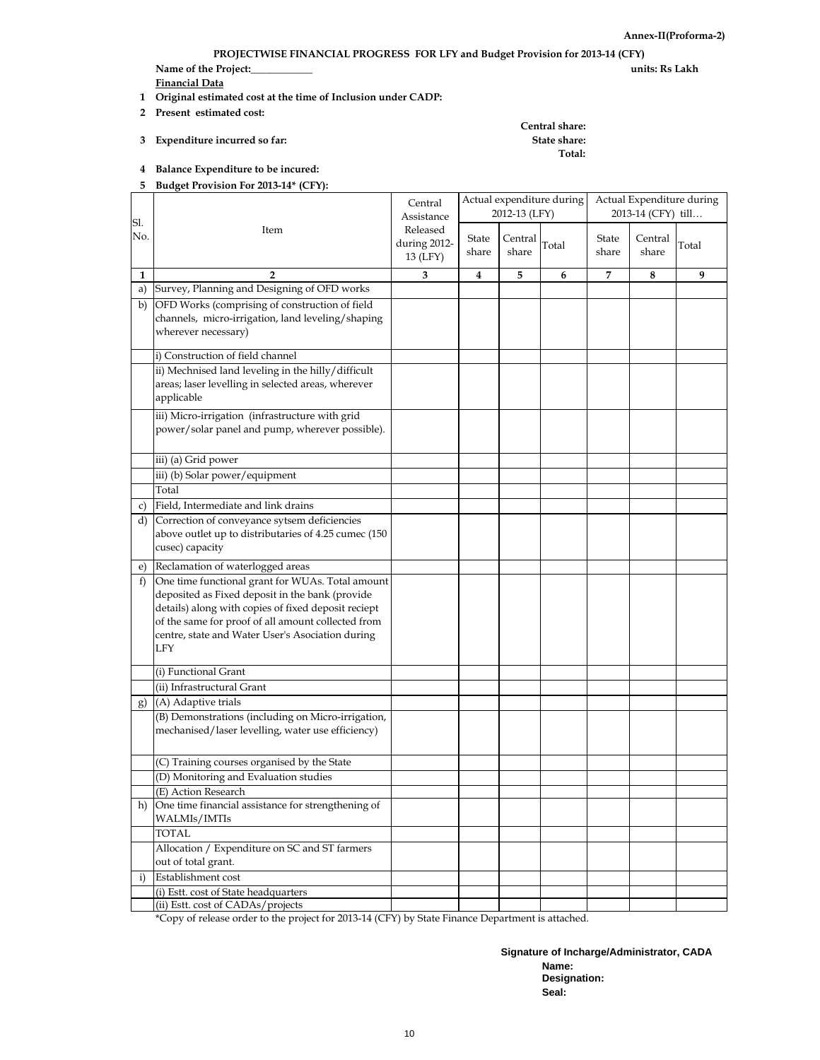**Annex-II(Proforma-2)**

## PROJECTWISE FINANCIAL PROGRESS FOR LFY and Budget Provision for 2013-14 (CFY)

**Name of the Project:____________** **units: Rs Lakh**

**Financial Data**

1. **Original estimated cost at the time of Inclusion under CADP:**
2. **Present estimated cost:**
3. **Expenditure incurred so far:** **Central share:** **State share:** **Total:**
4. **Balance Expenditure to be incured:**
5. **Budget Provision For 2013-14\* (CFY):**

| Sl. No. | Item | Central Assistance Released during 2012-13 (LFY) | Actual expenditure during 2012-13 (LFY) | | | Actual Expenditure during 2013-14 (CFY) till… | | |
|---|---|---|---|---|---|---|---|---|
| | | | State share | Central share | Total | State share | Central share | Total |
| 1 | 2 | 3 | 4 | 5 | 6 | 7 | 8 | 9 |
| a) | Survey, Planning and Designing of OFD works | | | | | | | |
| b) | OFD Works (comprising of construction of field channels, micro-irrigation, land leveling/shaping wherever necessary) | | | | | | | |
| | i) Construction of field channel | | | | | | | |
| | ii) Mechnised land leveling in the hilly/difficult areas; laser levelling in selected areas, wherever applicable | | | | | | | |
| | iii) Micro-irrigation (infrastructure with grid power/solar panel and pump, wherever possible). | | | | | | | |
| | iii) (a) Grid power | | | | | | | |
| | iii) (b) Solar power/equipment | | | | | | | |
| | Total | | | | | | | |
| c) | Field, Intermediate and link drains | | | | | | | |
| d) | Correction of conveyance sytsem deficiencies above outlet up to distributaries of 4.25 cumec (150 cusec) capacity | | | | | | | |
| e) | Reclamation of waterlogged areas | | | | | | | |
| f) | One time functional grant for WUAs. Total amount deposited as Fixed deposit in the bank (provide details) along with copies of fixed deposit reciept of the same for proof of all amount collected from centre, state and Water User's Asociation during LFY | | | | | | | |
| | (i) Functional Grant | | | | | | | |
| | (ii) Infrastructural Grant | | | | | | | |
| g) | (A) Adaptive trials | | | | | | | |
| | (B) Demonstrations (including on Micro-irrigation, mechanised/laser levelling, water use efficiency) | | | | | | | |
| | (C) Training courses organised by the State | | | | | | | |
| | (D) Monitoring and Evaluation studies | | | | | | | |
| | (E) Action Research | | | | | | | |
| h) | One time financial assistance for strengthening of WALMIs/IMTIs | | | | | | | |
| | TOTAL | | | | | | | |
| | Allocation / Expenditure on SC and ST farmers out of total grant. | | | | | | | |
| i) | Establishment cost | | | | | | | |
| | (i) Estt. cost of State headquarters | | | | | | | |
| | (ii) Estt. cost of CADAs/projects | | | | | | | |

*Copy of release order to the project for 2013-14 (CFY) by State Finance Department is attached.

**Signature of Incharge/Administrator, CADA**
**Name:**
**Designation:**
**Seal:**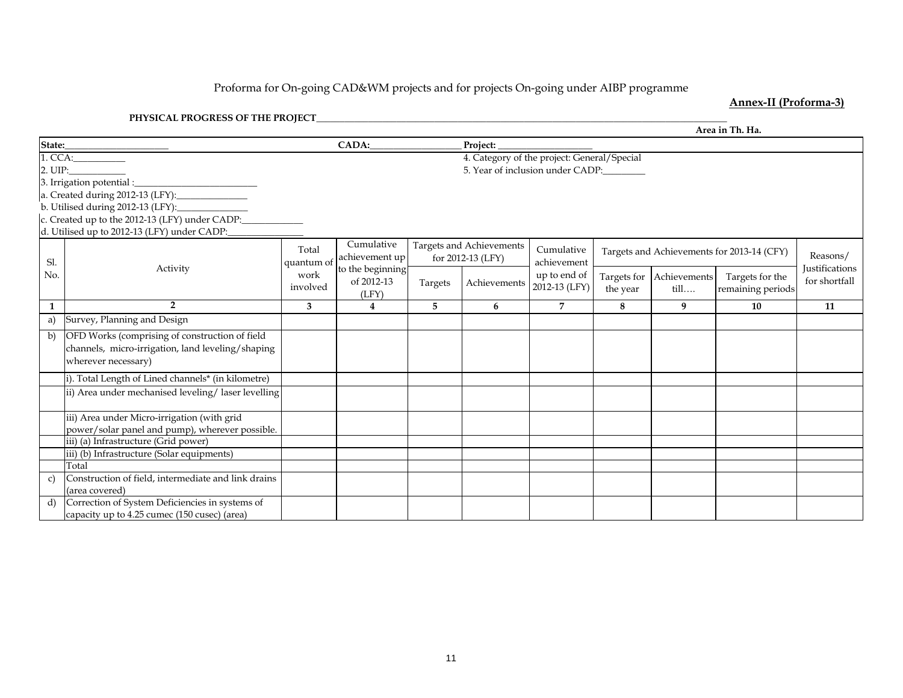Proforma for On-going CAD&WM projects and for projects On-going under AIBP programme

**Annex-II (Proforma-3)**

**PHYSICAL PROGRESS OF THE PROJECT**___________________________________________

**Area in Th. Ha.**

**State:**______________________ **CADA:**___________________ **Project:** ____________________

1. CCA:__________
2. UIP:___________
3. Irrigation potential :_________________________

a. Created during 2012-13 (LFY):______________

b. Utilised during 2012-13 (LFY):______________

c. Created up to the 2012-13 (LFY) under CADP:____________

d. Utilised up to 2012-13 (LFY) under CADP:_______________

4. Category of the project: General/Special
5. Year of inclusion under CADP:_________

| Sl. No. | Activity | Total quantum of work involved | Cumulative achievement up to the beginning of 2012-13 (LFY) | Targets and Achievements for 2012-13 (LFY) | | Cumulative achievement up to end of 2012-13 (LFY) | Targets and Achievements for 2013-14 (CFY) | | | Reasons/ Justifications for shortfall |
|---|---|---|---|---|---|---|---|---|---|---|
| | | | | Targets | Achievements | | Targets for the year | Achievements till…. | Targets for the remaining periods | |
| **1** | **2** | **3** | **4** | **5** | **6** | **7** | **8** | **9** | **10** | **11** |
| a) | Survey, Planning and Design | | | | | | | | | |
| b) | OFD Works (comprising of construction of field channels, micro-irrigation, land leveling/shaping wherever necessary) | | | | | | | | | |
| | i). Total Length of Lined channels* (in kilometre) | | | | | | | | | |
| | ii) Area under mechanised leveling/ laser levelling | | | | | | | | | |
| | iii) Area under Micro-irrigation (with grid power/solar panel and pump), wherever possible. | | | | | | | | | |
| | iii) (a) Infrastructure (Grid power) | | | | | | | | | |
| | iii) (b) Infrastructure (Solar equipments) | | | | | | | | | |
| | Total | | | | | | | | | |
| c) | Construction of field, intermediate and link drains (area covered) | | | | | | | | | |
| d) | Correction of System Deficiencies in systems of capacity up to 4.25 cumec (150 cusec) (area) | | | | | | | | | |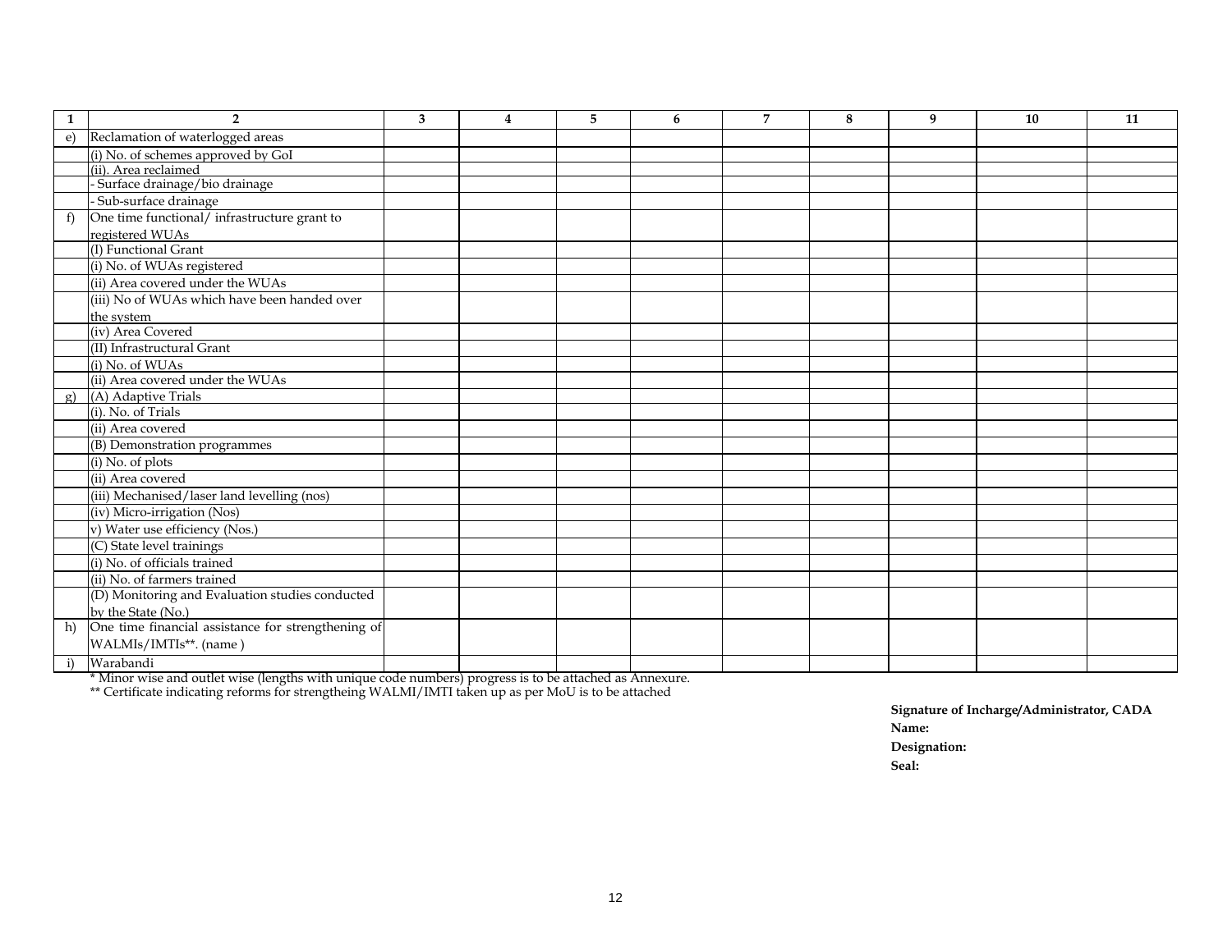| 1 | 2 | 3 | 4 | 5 | 6 | 7 | 8 | 9 | 10 | 11 |
|---|---|---|---|---|---|---|---|---|---|---|
| e) | Reclamation of waterlogged areas | | | | | | | | | |
| | (i) No. of schemes approved by GoI | | | | | | | | | |
| | (ii). Area reclaimed | | | | | | | | | |
| | - Surface drainage/bio drainage | | | | | | | | | |
| | - Sub-surface drainage | | | | | | | | | |
| f) | One time functional/ infrastructure grant to registered WUAs | | | | | | | | | |
| | (I) Functional Grant | | | | | | | | | |
| | (i) No. of WUAs registered | | | | | | | | | |
| | (ii) Area covered under the WUAs | | | | | | | | | |
| | (iii) No of WUAs which have been handed over the system | | | | | | | | | |
| | (iv) Area Covered | | | | | | | | | |
| | (II) Infrastructural Grant | | | | | | | | | |
| | (i) No. of WUAs | | | | | | | | | |
| | (ii) Area covered under the WUAs | | | | | | | | | |
| g) | (A) Adaptive Trials | | | | | | | | | |
| | (i). No. of Trials | | | | | | | | | |
| | (ii) Area covered | | | | | | | | | |
| | (B) Demonstration programmes | | | | | | | | | |
| | (i) No. of plots | | | | | | | | | |
| | (ii) Area covered | | | | | | | | | |
| | (iii) Mechanised/laser land levelling (nos) | | | | | | | | | |
| | (iv) Micro-irrigation (Nos) | | | | | | | | | |
| | v) Water use efficiency (Nos.) | | | | | | | | | |
| | (C) State level trainings | | | | | | | | | |
| | (i) No. of officials trained | | | | | | | | | |
| | (ii) No. of farmers trained | | | | | | | | | |
| | (D) Monitoring and Evaluation studies conducted by the State (No.) | | | | | | | | | |
| h) | One time financial assistance for strengthening of WALMIs/IMTIs**. (name ) | | | | | | | | | |
| i) | Warabandi | | | | | | | | | |

\* Minor wise and outlet wise (lengths with unique code numbers) progress is to be attached as Annexure.

\** Certificate indicating reforms for strengtheing WALMI/IMTI taken up as per MoU is to be attached

**Signature of Incharge/Administrator, CADA**

**Name:**

**Designation:**

**Seal:**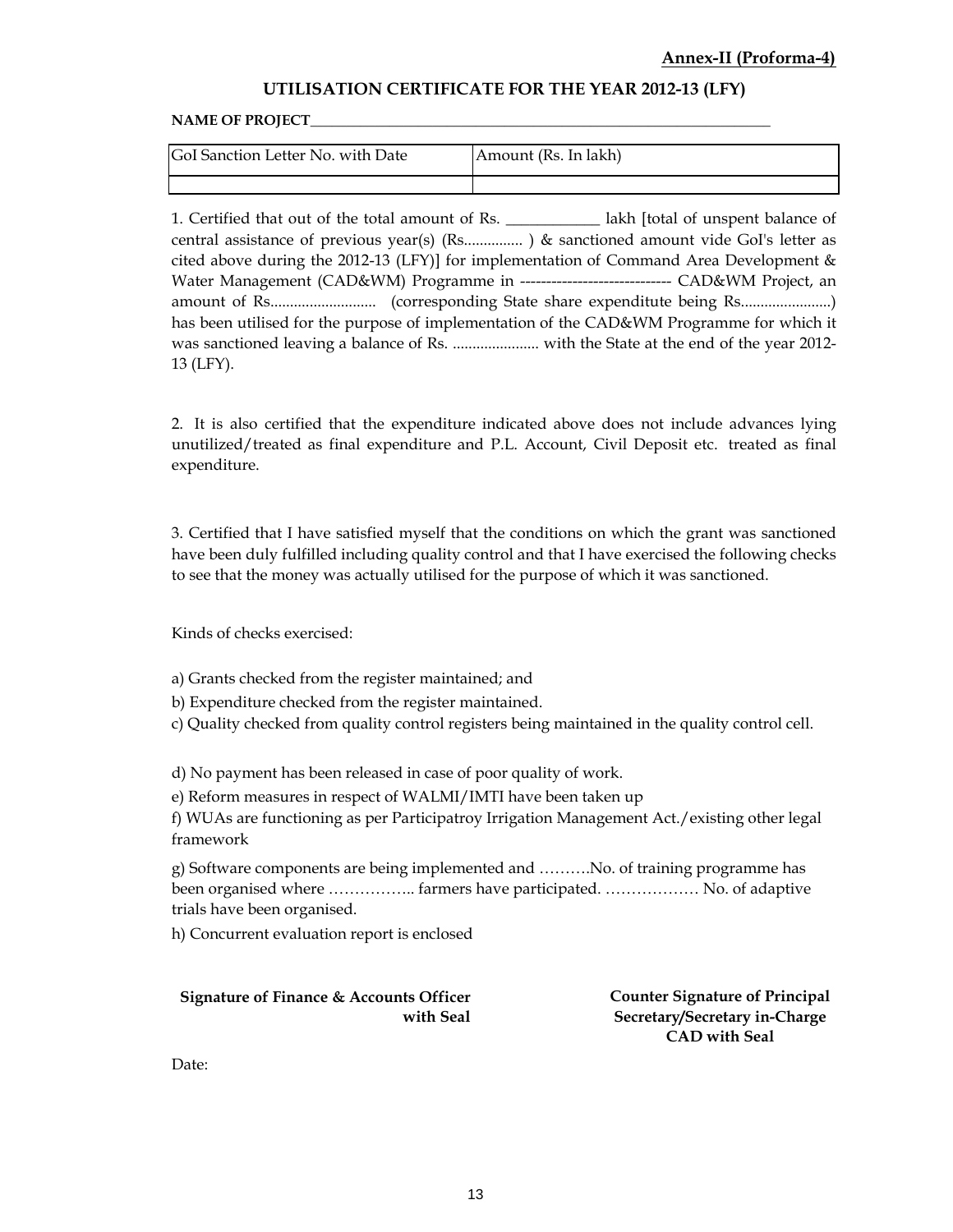**Annex-II (Proforma-4)**

## UTILISATION CERTIFICATE FOR THE YEAR 2012-13 (LFY)

**NAME OF PROJECT**________________________________________________________________

| GoI Sanction Letter No. with Date | Amount (Rs. In lakh) |
|---|---|
| | |

1. Certified that out of the total amount of Rs. ____________ lakh [total of unspent balance of central assistance of previous year(s) (Rs.............. ) & sanctioned amount vide GoI's letter as cited above during the 2012-13 (LFY)] for implementation of Command Area Development & Water Management (CAD&WM) Programme in ---------------------------- CAD&WM Project, an amount of Rs.......................... (corresponding State share expenditute being Rs......................) has been utilised for the purpose of implementation of the CAD&WM Programme for which it was sanctioned leaving a balance of Rs. ..................... with the State at the end of the year 2012-13 (LFY).

2. It is also certified that the expenditure indicated above does not include advances lying unutilized/treated as final expenditure and P.L. Account, Civil Deposit etc. treated as final expenditure.

3. Certified that I have satisfied myself that the conditions on which the grant was sanctioned have been duly fulfilled including quality control and that I have exercised the following checks to see that the money was actually utilised for the purpose of which it was sanctioned.

Kinds of checks exercised:

a) Grants checked from the register maintained; and

b) Expenditure checked from the register maintained.

c) Quality checked from quality control registers being maintained in the quality control cell.

d) No payment has been released in case of poor quality of work.

e) Reform measures in respect of WALMI/IMTI have been taken up

f) WUAs are functioning as per Participatroy Irrigation Management Act./existing other legal framework

g) Software components are being implemented and ……….No. of training programme has been organised where …………….. farmers have participated. ……………… No. of adaptive trials have been organised.

h) Concurrent evaluation report is enclosed

**Signature of Finance & Accounts Officer with Seal**

**Counter Signature of Principal Secretary/Secretary in-Charge CAD with Seal**

Date: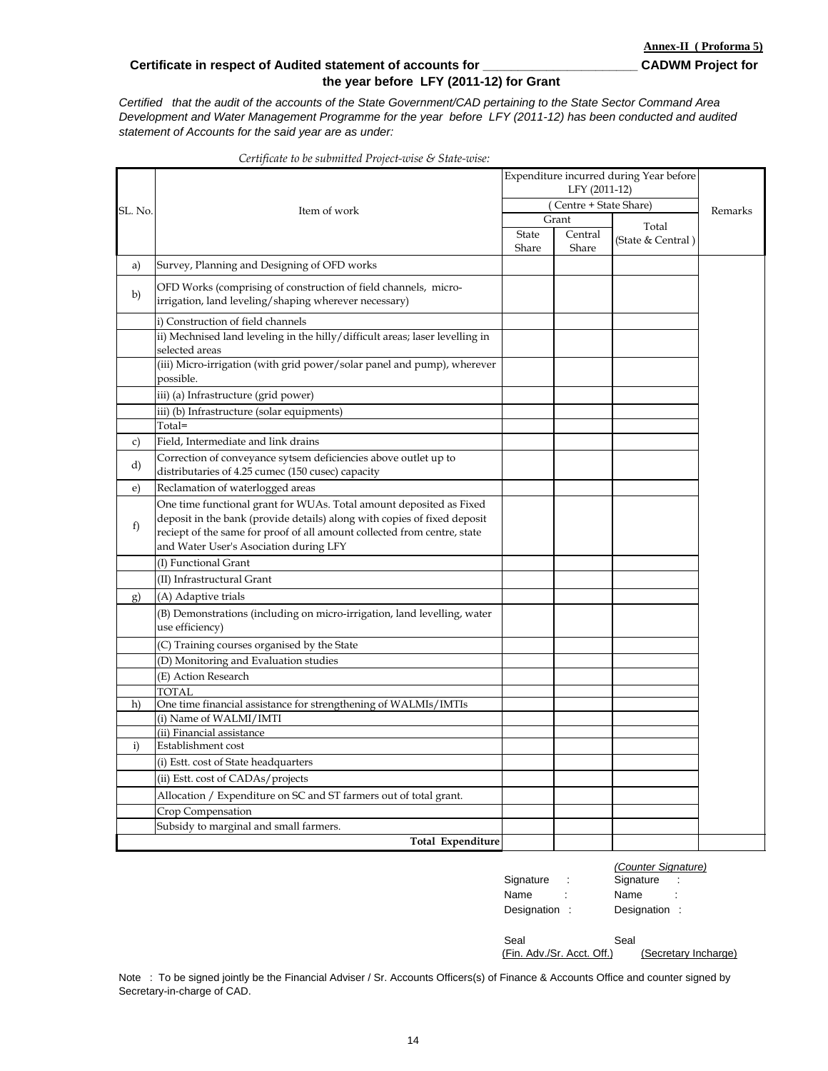**Annex-II ( Proforma 5)**

## Certificate in respect of Audited statement of accounts for ______________________ CADWM Project for the year before LFY (2011-12) for Grant

*Certified that the audit of the accounts of the State Government/CAD pertaining to the State Sector Command Area Development and Water Management Programme for the year before LFY (2011-12) has been conducted and audited statement of Accounts for the said year are as under:*

*Certificate to be submitted Project-wise & State-wise:*

| SL. No. | Item of work | Expenditure incurred during Year before LFY (2011-12) ( Centre + State Share) | | | Remarks |
|---|---|---|---|---|---|
| | | Grant | | Total (State & Central ) | |
| | | State Share | Central Share | | |
| a) | Survey, Planning and Designing of OFD works | | | | |
| b) | OFD Works (comprising of construction of field channels, micro-irrigation, land leveling/shaping wherever necessary) | | | | |
| | i) Construction of field channels | | | | |
| | ii) Mechnised land leveling in the hilly/difficult areas; laser levelling in selected areas | | | | |
| | (iii) Micro-irrigation (with grid power/solar panel and pump), wherever possible. | | | | |
| | iii) (a) Infrastructure (grid power) | | | | |
| | iii) (b) Infrastructure (solar equipments) | | | | |
| | Total= | | | | |
| c) | Field, Intermediate and link drains | | | | |
| d) | Correction of conveyance sytsem deficiencies above outlet up to distributaries of 4.25 cumec (150 cusec) capacity | | | | |
| e) | Reclamation of waterlogged areas | | | | |
| f) | One time functional grant for WUAs. Total amount deposited as Fixed deposit in the bank (provide details) along with copies of fixed deposit reciept of the same for proof of all amount collected from centre, state and Water User's Asociation during LFY | | | | |
| | (I) Functional Grant | | | | |
| | (II) Infrastructural Grant | | | | |
| g) | (A) Adaptive trials | | | | |
| | (B) Demonstrations (including on micro-irrigation, land levelling, water use efficiency) | | | | |
| | (C) Training courses organised by the State | | | | |
| | (D) Monitoring and Evaluation studies | | | | |
| | (E) Action Research | | | | |
| | TOTAL | | | | |
| h) | One time financial assistance for strengthening of WALMIs/IMTIs | | | | |
| | (i) Name of WALMI/IMTI | | | | |
| | (ii) Financial assistance | | | | |
| i) | Establishment cost | | | | |
| | (i) Estt. cost of State headquarters | | | | |
| | (ii) Estt. cost of CADAs/projects | | | | |
| | Allocation / Expenditure on SC and ST farmers out of total grant. | | | | |
| | Crop Compensation | | | | |
| | Subsidy to marginal and small farmers. | | | | |
| | **Total Expenditure** | | | | |

| | *(Counter Signature)* |
|---|---|
| Signature : | Signature : |
| Name : | Name : |
| Designation : | Designation : |
| Seal | Seal |
| (Fin. Adv./Sr. Acct. Off.) | (Secretary Incharge) |

Note : To be signed jointly be the Financial Adviser / Sr. Accounts Officers(s) of Finance & Accounts Office and counter signed by Secretary-in-charge of CAD.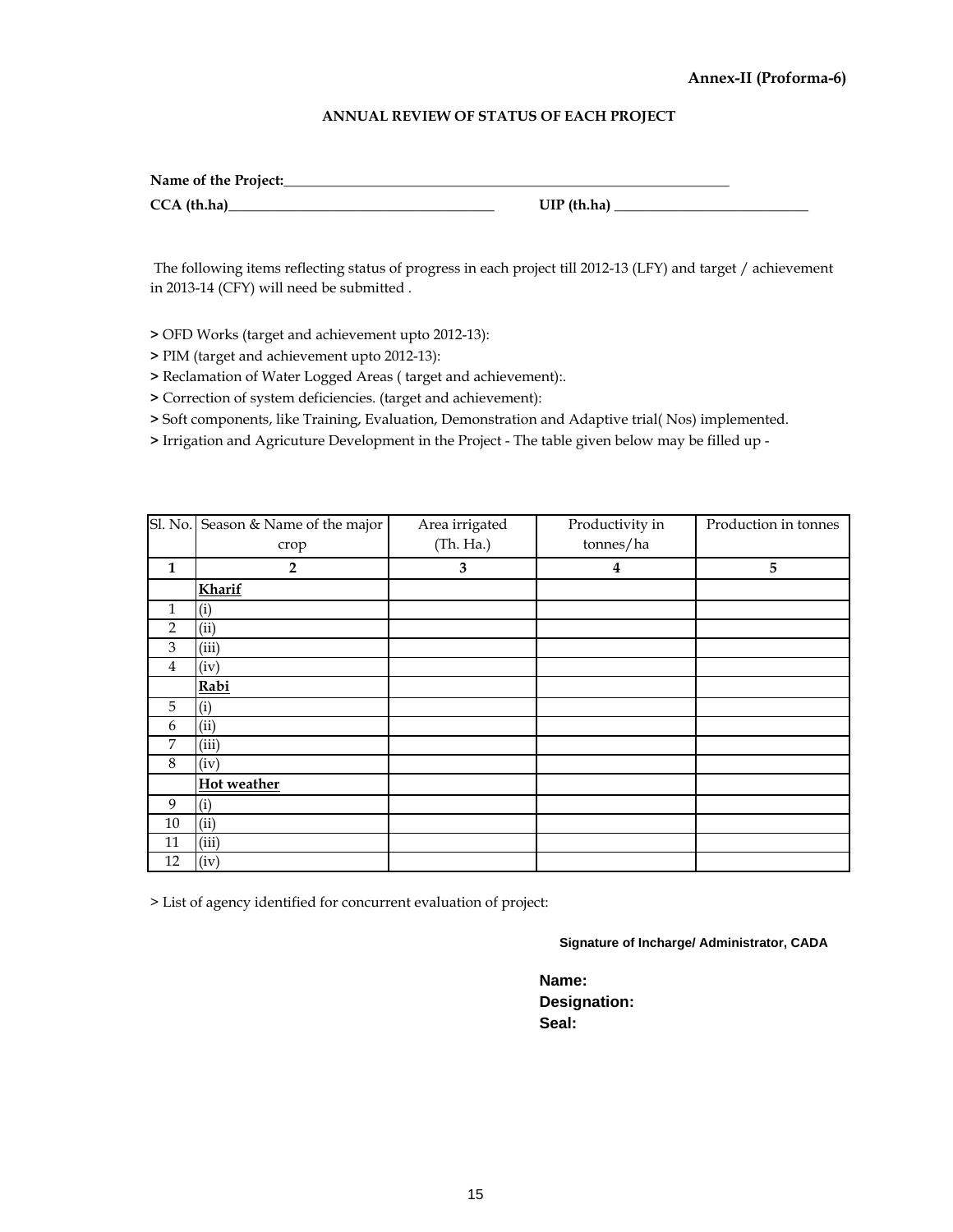**Annex-II (Proforma-6)**

## ANNUAL REVIEW OF STATUS OF EACH PROJECT

**Name of the Project:**_______________________________________________

**CCA (th.ha)**_______________________________ **UIP (th.ha)** _____________________

The following items reflecting status of progress in each project till 2012-13 (LFY) and target / achievement in 2013-14 (CFY) will need be submitted .

**>** OFD Works (target and achievement upto 2012-13):

**>** PIM (target and achievement upto 2012-13):

**>** Reclamation of Water Logged Areas ( target and achievement):.

**>** Correction of system deficiencies. (target and achievement):

**>** Soft components, like Training, Evaluation, Demonstration and Adaptive trial( Nos) implemented.

**>** Irrigation and Agricuture Development in the Project - The table given below may be filled up -

| Sl. No. | Season & Name of the major crop | Area irrigated (Th. Ha.) | Productivity in tonnes/ha | Production in tonnes |
|---|---|---|---|---|
| **1** | **2** | **3** | **4** | **5** |
| | **Kharif** | | | |
| 1 | (i) | | | |
| 2 | (ii) | | | |
| 3 | (iii) | | | |
| 4 | (iv) | | | |
| | **Rabi** | | | |
| 5 | (i) | | | |
| 6 | (ii) | | | |
| 7 | (iii) | | | |
| 8 | (iv) | | | |
| | **Hot weather** | | | |
| 9 | (i) | | | |
| 10 | (ii) | | | |
| 11 | (iii) | | | |
| 12 | (iv) | | | |

> List of agency identified for concurrent evaluation of project:

**Signature of Incharge/ Administrator, CADA**

**Name:**
**Designation:**
**Seal:**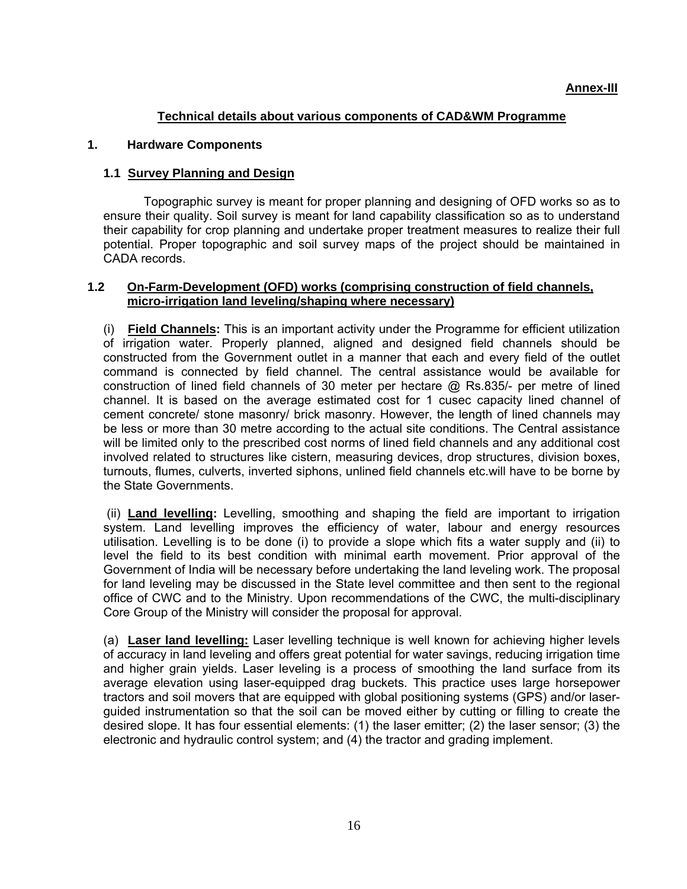**Annex-III**

## Technical details about various components of CAD&WM Programme

### 1. Hardware Components

#### 1.1 Survey Planning and Design

Topographic survey is meant for proper planning and designing of OFD works so as to ensure their quality. Soil survey is meant for land capability classification so as to understand their capability for crop planning and undertake proper treatment measures to realize their full potential. Proper topographic and soil survey maps of the project should be maintained in CADA records.

#### 1.2 On-Farm-Development (OFD) works (comprising construction of field channels, micro-irrigation land leveling/shaping where necessary)

(i) **Field Channels:** This is an important activity under the Programme for efficient utilization of irrigation water. Properly planned, aligned and designed field channels should be constructed from the Government outlet in a manner that each and every field of the outlet command is connected by field channel. The central assistance would be available for construction of lined field channels of 30 meter per hectare @ Rs.835/- per metre of lined channel. It is based on the average estimated cost for 1 cusec capacity lined channel of cement concrete/ stone masonry/ brick masonry. However, the length of lined channels may be less or more than 30 metre according to the actual site conditions. The Central assistance will be limited only to the prescribed cost norms of lined field channels and any additional cost involved related to structures like cistern, measuring devices, drop structures, division boxes, turnouts, flumes, culverts, inverted siphons, unlined field channels etc.will have to be borne by the State Governments.

(ii) **Land levelling:** Levelling, smoothing and shaping the field are important to irrigation system. Land levelling improves the efficiency of water, labour and energy resources utilisation. Levelling is to be done (i) to provide a slope which fits a water supply and (ii) to level the field to its best condition with minimal earth movement. Prior approval of the Government of India will be necessary before undertaking the land leveling work. The proposal for land leveling may be discussed in the State level committee and then sent to the regional office of CWC and to the Ministry. Upon recommendations of the CWC, the multi-disciplinary Core Group of the Ministry will consider the proposal for approval.

(a) **Laser land levelling:** Laser levelling technique is well known for achieving higher levels of accuracy in land leveling and offers great potential for water savings, reducing irrigation time and higher grain yields. Laser leveling is a process of smoothing the land surface from its average elevation using laser-equipped drag buckets. This practice uses large horsepower tractors and soil movers that are equipped with global positioning systems (GPS) and/or laser-guided instrumentation so that the soil can be moved either by cutting or filling to create the desired slope. It has four essential elements: (1) the laser emitter; (2) the laser sensor; (3) the electronic and hydraulic control system; and (4) the tractor and grading implement.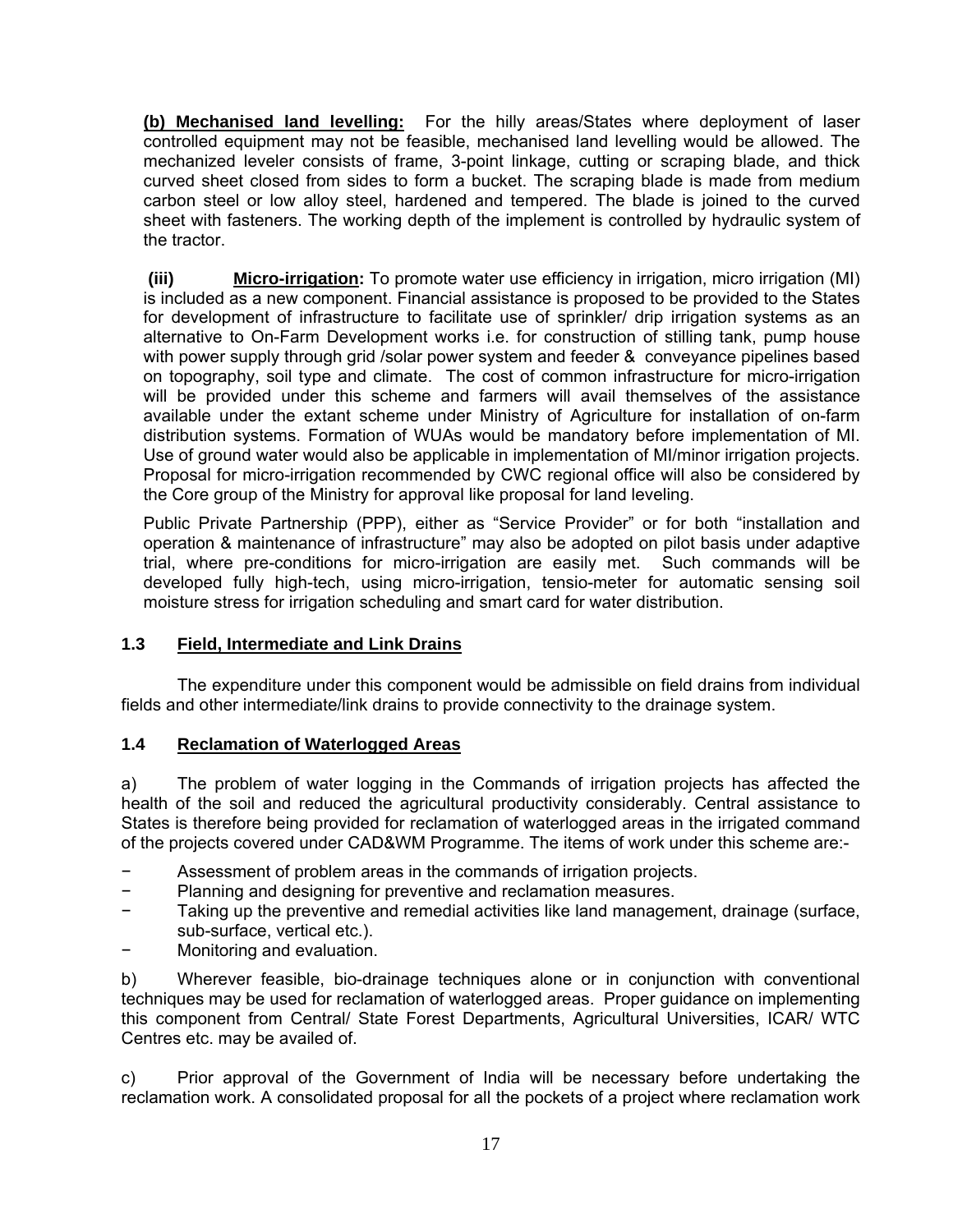**(b) Mechanised land levelling:** For the hilly areas/States where deployment of laser controlled equipment may not be feasible, mechanised land levelling would be allowed. The mechanized leveler consists of frame, 3-point linkage, cutting or scraping blade, and thick curved sheet closed from sides to form a bucket. The scraping blade is made from medium carbon steel or low alloy steel, hardened and tempered. The blade is joined to the curved sheet with fasteners. The working depth of the implement is controlled by hydraulic system of the tractor.

**(iii) Micro-irrigation:** To promote water use efficiency in irrigation, micro irrigation (MI) is included as a new component. Financial assistance is proposed to be provided to the States for development of infrastructure to facilitate use of sprinkler/ drip irrigation systems as an alternative to On-Farm Development works i.e. for construction of stilling tank, pump house with power supply through grid /solar power system and feeder & conveyance pipelines based on topography, soil type and climate. The cost of common infrastructure for micro-irrigation will be provided under this scheme and farmers will avail themselves of the assistance available under the extant scheme under Ministry of Agriculture for installation of on-farm distribution systems. Formation of WUAs would be mandatory before implementation of MI. Use of ground water would also be applicable in implementation of MI/minor irrigation projects. Proposal for micro-irrigation recommended by CWC regional office will also be considered by the Core group of the Ministry for approval like proposal for land leveling.

Public Private Partnership (PPP), either as "Service Provider" or for both "installation and operation & maintenance of infrastructure" may also be adopted on pilot basis under adaptive trial, where pre-conditions for micro-irrigation are easily met. Such commands will be developed fully high-tech, using micro-irrigation, tensio-meter for automatic sensing soil moisture stress for irrigation scheduling and smart card for water distribution.

### 1.3 Field, Intermediate and Link Drains

The expenditure under this component would be admissible on field drains from individual fields and other intermediate/link drains to provide connectivity to the drainage system.

### 1.4 Reclamation of Waterlogged Areas

a) The problem of water logging in the Commands of irrigation projects has affected the health of the soil and reduced the agricultural productivity considerably. Central assistance to States is therefore being provided for reclamation of waterlogged areas in the irrigated command of the projects covered under CAD&WM Programme. The items of work under this scheme are:-

- Assessment of problem areas in the commands of irrigation projects.
- Planning and designing for preventive and reclamation measures.
- Taking up the preventive and remedial activities like land management, drainage (surface, sub-surface, vertical etc.).
- Monitoring and evaluation.

b) Wherever feasible, bio-drainage techniques alone or in conjunction with conventional techniques may be used for reclamation of waterlogged areas. Proper guidance on implementing this component from Central/ State Forest Departments, Agricultural Universities, ICAR/ WTC Centres etc. may be availed of.

c) Prior approval of the Government of India will be necessary before undertaking the reclamation work. A consolidated proposal for all the pockets of a project where reclamation work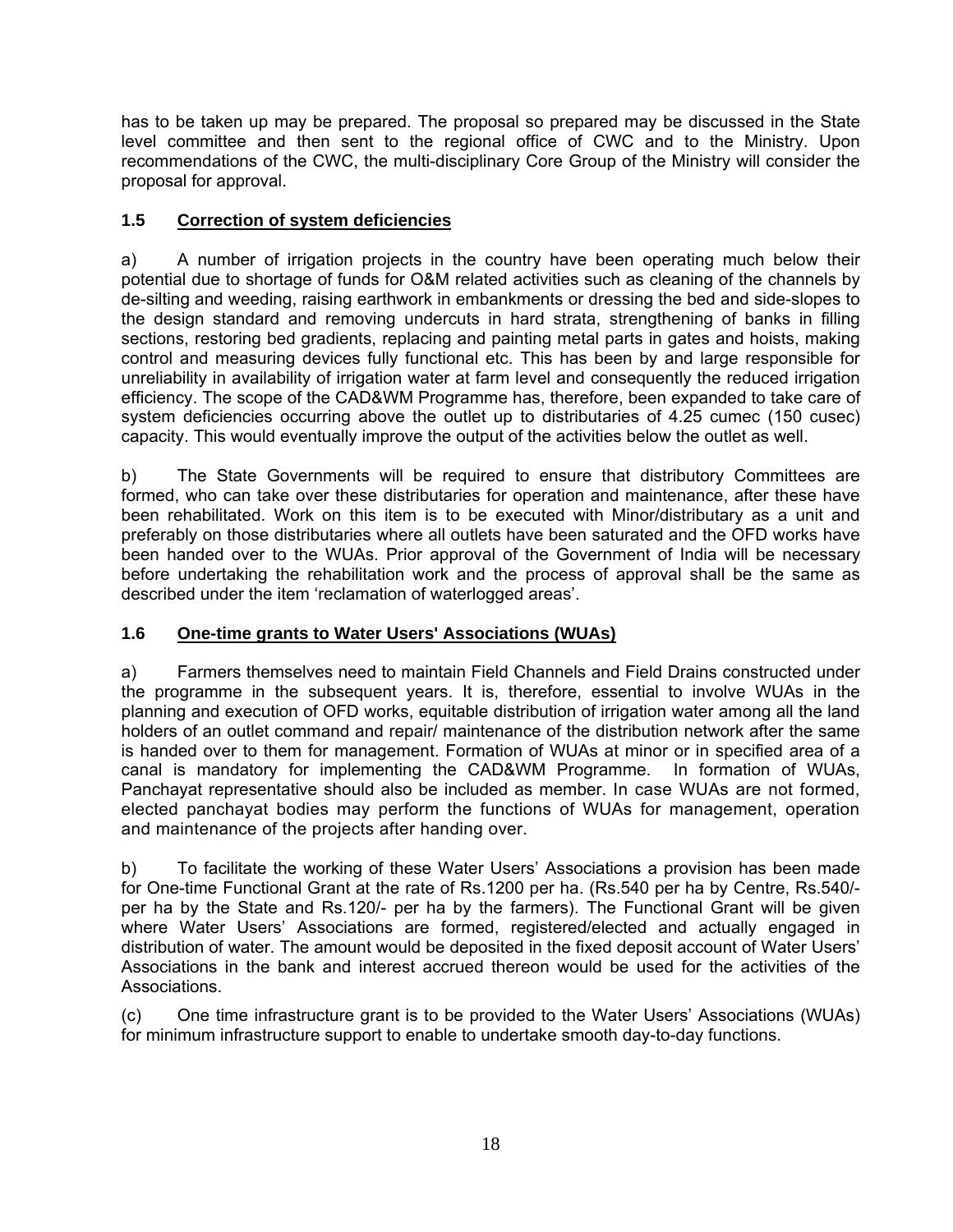has to be taken up may be prepared. The proposal so prepared may be discussed in the State level committee and then sent to the regional office of CWC and to the Ministry. Upon recommendations of the CWC, the multi-disciplinary Core Group of the Ministry will consider the proposal for approval.

### 1.5 Correction of system deficiencies

a) A number of irrigation projects in the country have been operating much below their potential due to shortage of funds for O&M related activities such as cleaning of the channels by de-silting and weeding, raising earthwork in embankments or dressing the bed and side-slopes to the design standard and removing undercuts in hard strata, strengthening of banks in filling sections, restoring bed gradients, replacing and painting metal parts in gates and hoists, making control and measuring devices fully functional etc. This has been by and large responsible for unreliability in availability of irrigation water at farm level and consequently the reduced irrigation efficiency. The scope of the CAD&WM Programme has, therefore, been expanded to take care of system deficiencies occurring above the outlet up to distributaries of 4.25 cumec (150 cusec) capacity. This would eventually improve the output of the activities below the outlet as well.

b) The State Governments will be required to ensure that distributory Committees are formed, who can take over these distributaries for operation and maintenance, after these have been rehabilitated. Work on this item is to be executed with Minor/distributary as a unit and preferably on those distributaries where all outlets have been saturated and the OFD works have been handed over to the WUAs. Prior approval of the Government of India will be necessary before undertaking the rehabilitation work and the process of approval shall be the same as described under the item 'reclamation of waterlogged areas'.

### 1.6 One-time grants to Water Users' Associations (WUAs)

a) Farmers themselves need to maintain Field Channels and Field Drains constructed under the programme in the subsequent years. It is, therefore, essential to involve WUAs in the planning and execution of OFD works, equitable distribution of irrigation water among all the land holders of an outlet command and repair/ maintenance of the distribution network after the same is handed over to them for management. Formation of WUAs at minor or in specified area of a canal is mandatory for implementing the CAD&WM Programme. In formation of WUAs, Panchayat representative should also be included as member. In case WUAs are not formed, elected panchayat bodies may perform the functions of WUAs for management, operation and maintenance of the projects after handing over.

b) To facilitate the working of these Water Users' Associations a provision has been made for One-time Functional Grant at the rate of Rs.1200 per ha. (Rs.540 per ha by Centre, Rs.540/- per ha by the State and Rs.120/- per ha by the farmers). The Functional Grant will be given where Water Users' Associations are formed, registered/elected and actually engaged in distribution of water. The amount would be deposited in the fixed deposit account of Water Users' Associations in the bank and interest accrued thereon would be used for the activities of the Associations.

(c) One time infrastructure grant is to be provided to the Water Users' Associations (WUAs) for minimum infrastructure support to enable to undertake smooth day-to-day functions.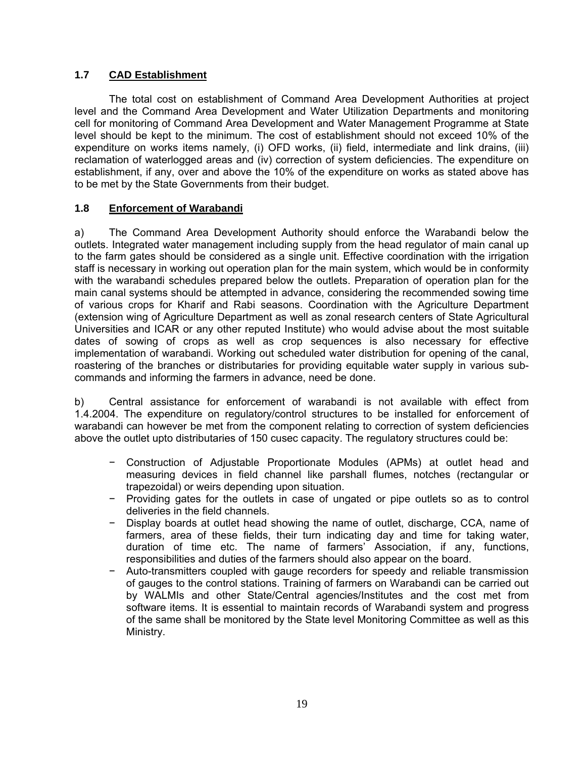### 1.7 CAD Establishment

The total cost on establishment of Command Area Development Authorities at project level and the Command Area Development and Water Utilization Departments and monitoring cell for monitoring of Command Area Development and Water Management Programme at State level should be kept to the minimum. The cost of establishment should not exceed 10% of the expenditure on works items namely, (i) OFD works, (ii) field, intermediate and link drains, (iii) reclamation of waterlogged areas and (iv) correction of system deficiencies. The expenditure on establishment, if any, over and above the 10% of the expenditure on works as stated above has to be met by the State Governments from their budget.

### 1.8 Enforcement of Warabandi

a) The Command Area Development Authority should enforce the Warabandi below the outlets. Integrated water management including supply from the head regulator of main canal up to the farm gates should be considered as a single unit. Effective coordination with the irrigation staff is necessary in working out operation plan for the main system, which would be in conformity with the warabandi schedules prepared below the outlets. Preparation of operation plan for the main canal systems should be attempted in advance, considering the recommended sowing time of various crops for Kharif and Rabi seasons. Coordination with the Agriculture Department (extension wing of Agriculture Department as well as zonal research centers of State Agricultural Universities and ICAR or any other reputed Institute) who would advise about the most suitable dates of sowing of crops as well as crop sequences is also necessary for effective implementation of warabandi. Working out scheduled water distribution for opening of the canal, roastering of the branches or distributaries for providing equitable water supply in various sub-commands and informing the farmers in advance, need be done.

b) Central assistance for enforcement of warabandi is not available with effect from 1.4.2004. The expenditure on regulatory/control structures to be installed for enforcement of warabandi can however be met from the component relating to correction of system deficiencies above the outlet upto distributaries of 150 cusec capacity. The regulatory structures could be:

- Construction of Adjustable Proportionate Modules (APMs) at outlet head and measuring devices in field channel like parshall flumes, notches (rectangular or trapezoidal) or weirs depending upon situation.
- Providing gates for the outlets in case of ungated or pipe outlets so as to control deliveries in the field channels.
- Display boards at outlet head showing the name of outlet, discharge, CCA, name of farmers, area of these fields, their turn indicating day and time for taking water, duration of time etc. The name of farmers' Association, if any, functions, responsibilities and duties of the farmers should also appear on the board.
- Auto-transmitters coupled with gauge recorders for speedy and reliable transmission of gauges to the control stations. Training of farmers on Warabandi can be carried out by WALMIs and other State/Central agencies/Institutes and the cost met from software items. It is essential to maintain records of Warabandi system and progress of the same shall be monitored by the State level Monitoring Committee as well as this Ministry.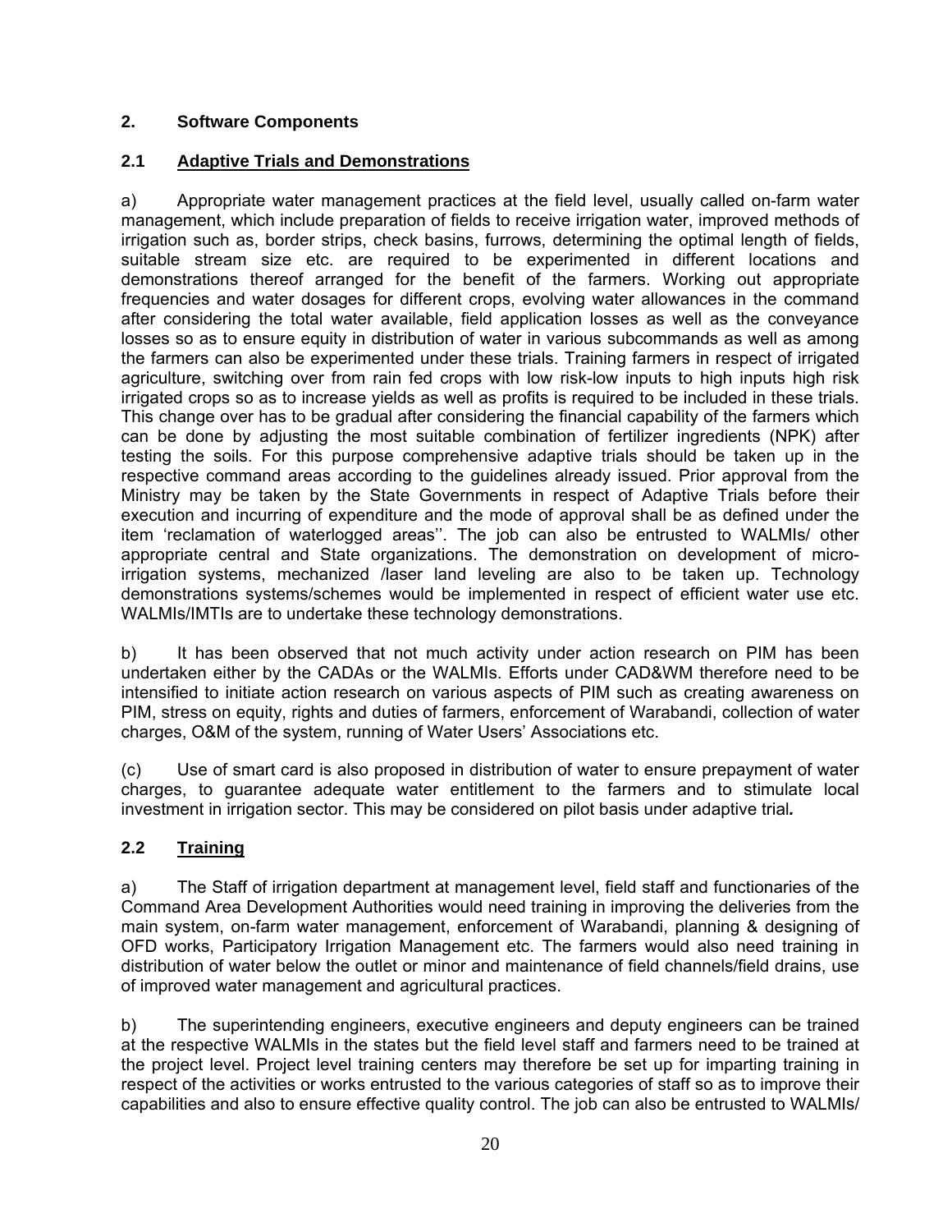## 2. Software Components

### 2.1 Adaptive Trials and Demonstrations

a) Appropriate water management practices at the field level, usually called on-farm water management, which include preparation of fields to receive irrigation water, improved methods of irrigation such as, border strips, check basins, furrows, determining the optimal length of fields, suitable stream size etc. are required to be experimented in different locations and demonstrations thereof arranged for the benefit of the farmers. Working out appropriate frequencies and water dosages for different crops, evolving water allowances in the command after considering the total water available, field application losses as well as the conveyance losses so as to ensure equity in distribution of water in various subcommands as well as among the farmers can also be experimented under these trials. Training farmers in respect of irrigated agriculture, switching over from rain fed crops with low risk-low inputs to high inputs high risk irrigated crops so as to increase yields as well as profits is required to be included in these trials. This change over has to be gradual after considering the financial capability of the farmers which can be done by adjusting the most suitable combination of fertilizer ingredients (NPK) after testing the soils. For this purpose comprehensive adaptive trials should be taken up in the respective command areas according to the guidelines already issued. Prior approval from the Ministry may be taken by the State Governments in respect of Adaptive Trials before their execution and incurring of expenditure and the mode of approval shall be as defined under the item 'reclamation of waterlogged areas''. The job can also be entrusted to WALMIs/ other appropriate central and State organizations. The demonstration on development of micro-irrigation systems, mechanized /laser land leveling are also to be taken up. Technology demonstrations systems/schemes would be implemented in respect of efficient water use etc. WALMIs/IMTIs are to undertake these technology demonstrations.

b) It has been observed that not much activity under action research on PIM has been undertaken either by the CADAs or the WALMIs. Efforts under CAD&WM therefore need to be intensified to initiate action research on various aspects of PIM such as creating awareness on PIM, stress on equity, rights and duties of farmers, enforcement of Warabandi, collection of water charges, O&M of the system, running of Water Users' Associations etc.

(c) Use of smart card is also proposed in distribution of water to ensure prepayment of water charges, to guarantee adequate water entitlement to the farmers and to stimulate local investment in irrigation sector. This may be considered on pilot basis under adaptive trial*.*

### 2.2 Training

a) The Staff of irrigation department at management level, field staff and functionaries of the Command Area Development Authorities would need training in improving the deliveries from the main system, on-farm water management, enforcement of Warabandi, planning & designing of OFD works, Participatory Irrigation Management etc. The farmers would also need training in distribution of water below the outlet or minor and maintenance of field channels/field drains, use of improved water management and agricultural practices.

b) The superintending engineers, executive engineers and deputy engineers can be trained at the respective WALMIs in the states but the field level staff and farmers need to be trained at the project level. Project level training centers may therefore be set up for imparting training in respect of the activities or works entrusted to the various categories of staff so as to improve their capabilities and also to ensure effective quality control. The job can also be entrusted to WALMIs/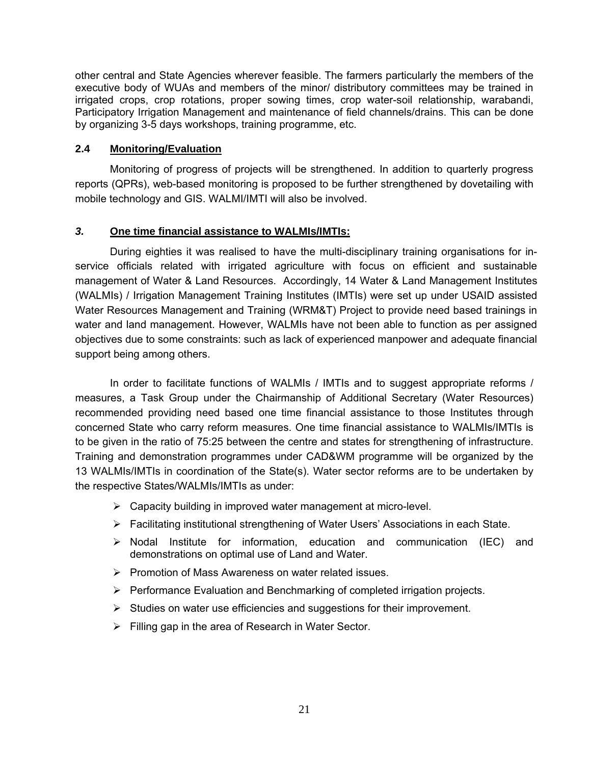other central and State Agencies wherever feasible. The farmers particularly the members of the executive body of WUAs and members of the minor/ distributory committees may be trained in irrigated crops, crop rotations, proper sowing times, crop water-soil relationship, warabandi, Participatory Irrigation Management and maintenance of field channels/drains. This can be done by organizing 3-5 days workshops, training programme, etc.

### 2.4 Monitoring/Evaluation

Monitoring of progress of projects will be strengthened. In addition to quarterly progress reports (QPRs), web-based monitoring is proposed to be further strengthened by dovetailing with mobile technology and GIS. WALMI/IMTI will also be involved.

## *3.* One time financial assistance to WALMIs/IMTIs:

During eighties it was realised to have the multi-disciplinary training organisations for in-service officials related with irrigated agriculture with focus on efficient and sustainable management of Water & Land Resources. Accordingly, 14 Water & Land Management Institutes (WALMIs) / Irrigation Management Training Institutes (IMTIs) were set up under USAID assisted Water Resources Management and Training (WRM&T) Project to provide need based trainings in water and land management. However, WALMIs have not been able to function as per assigned objectives due to some constraints: such as lack of experienced manpower and adequate financial support being among others.

In order to facilitate functions of WALMIs / IMTIs and to suggest appropriate reforms / measures, a Task Group under the Chairmanship of Additional Secretary (Water Resources) recommended providing need based one time financial assistance to those Institutes through concerned State who carry reform measures. One time financial assistance to WALMIs/IMTIs is to be given in the ratio of 75:25 between the centre and states for strengthening of infrastructure. Training and demonstration programmes under CAD&WM programme will be organized by the 13 WALMIs/IMTIs in coordination of the State(s). Water sector reforms are to be undertaken by the respective States/WALMIs/IMTIs as under:

- Capacity building in improved water management at micro-level.
- Facilitating institutional strengthening of Water Users' Associations in each State.
- Nodal Institute for information, education and communication (IEC) and demonstrations on optimal use of Land and Water.
- Promotion of Mass Awareness on water related issues.
- Performance Evaluation and Benchmarking of completed irrigation projects.
- Studies on water use efficiencies and suggestions for their improvement.
- Filling gap in the area of Research in Water Sector.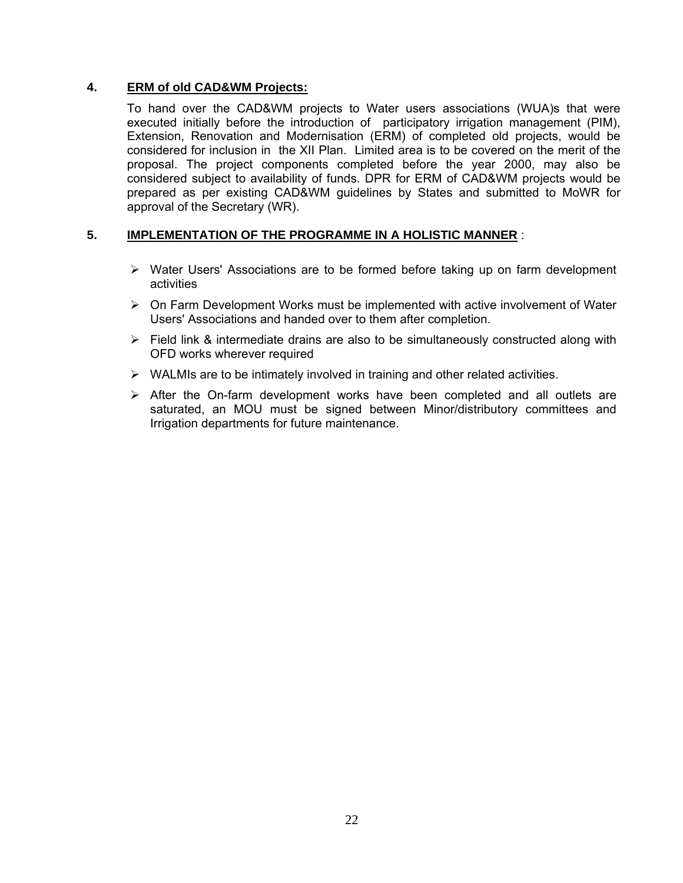## 4. **ERM of old CAD&WM Projects:**

To hand over the CAD&WM projects to Water users associations (WUA)s that were executed initially before the introduction of participatory irrigation management (PIM), Extension, Renovation and Modernisation (ERM) of completed old projects, would be considered for inclusion in the XII Plan. Limited area is to be covered on the merit of the proposal. The project components completed before the year 2000, may also be considered subject to availability of funds. DPR for ERM of CAD&WM projects would be prepared as per existing CAD&WM guidelines by States and submitted to MoWR for approval of the Secretary (WR).

## 5. **IMPLEMENTATION OF THE PROGRAMME IN A HOLISTIC MANNER** :

- Water Users' Associations are to be formed before taking up on farm development activities
- On Farm Development Works must be implemented with active involvement of Water Users' Associations and handed over to them after completion.
- Field link & intermediate drains are also to be simultaneously constructed along with OFD works wherever required
- WALMIs are to be intimately involved in training and other related activities.
- After the On-farm development works have been completed and all outlets are saturated, an MOU must be signed between Minor/distributory committees and Irrigation departments for future maintenance.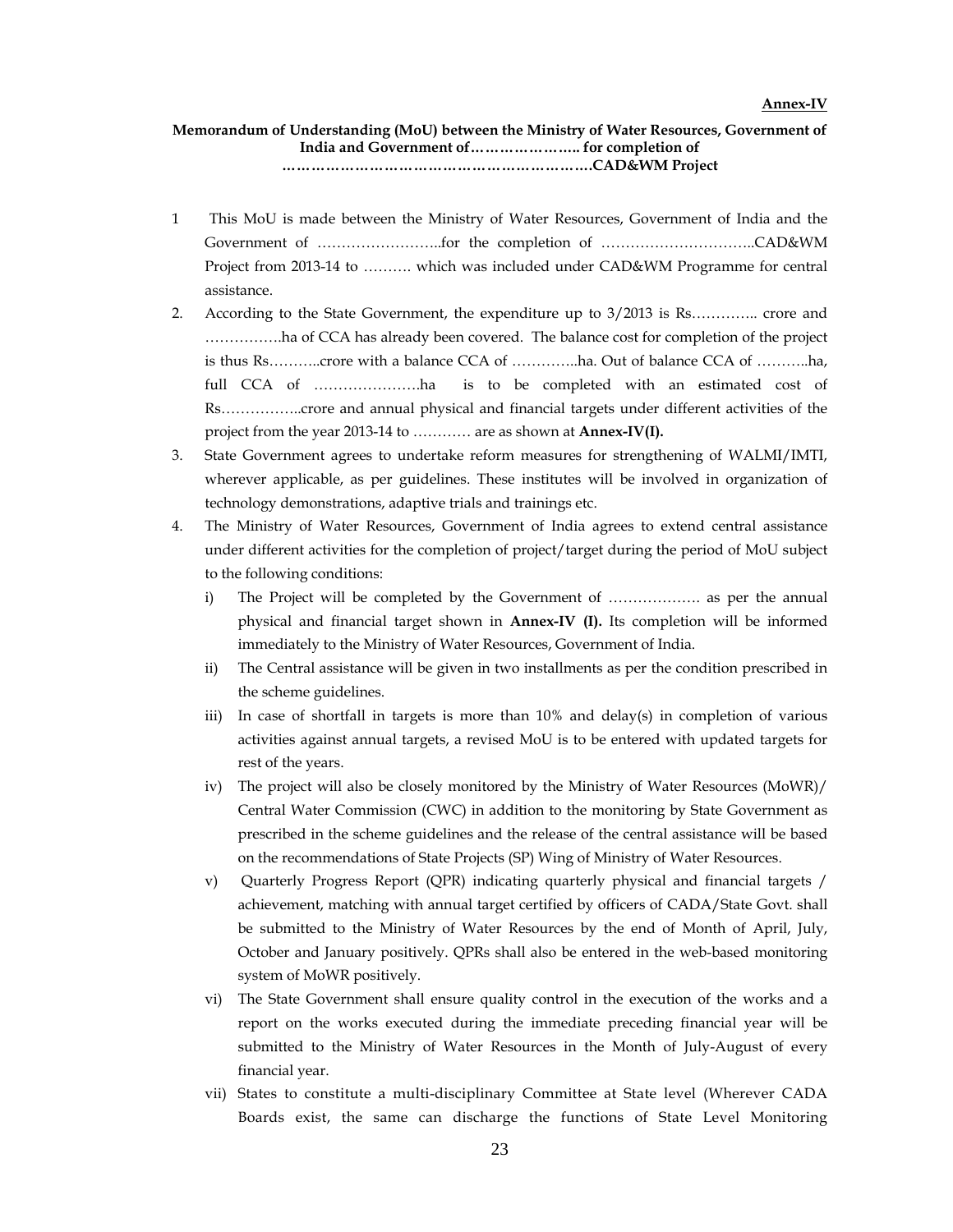**Annex-IV**

**Memorandum of Understanding (MoU) between the Ministry of Water Resources, Government of India and Government of………………….. for completion of ……………………………………………………….CAD&WM Project**

1 This MoU is made between the Ministry of Water Resources, Government of India and the Government of ……………………..for the completion of …………………………..CAD&WM Project from 2013-14 to ………. which was included under CAD&WM Programme for central assistance.

2. According to the State Government, the expenditure up to 3/2013 is Rs………….. crore and …………….ha of CCA has already been covered. The balance cost for completion of the project is thus Rs………..crore with a balance CCA of …………..ha. Out of balance CCA of ………..ha, full CCA of ………………….ha is to be completed with an estimated cost of Rs……………..crore and annual physical and financial targets under different activities of the project from the year 2013-14 to ………… are as shown at **Annex-IV(I).**

3. State Government agrees to undertake reform measures for strengthening of WALMI/IMTI, wherever applicable, as per guidelines. These institutes will be involved in organization of technology demonstrations, adaptive trials and trainings etc.

4. The Ministry of Water Resources, Government of India agrees to extend central assistance under different activities for the completion of project/target during the period of MoU subject to the following conditions:

   i) The Project will be completed by the Government of ………………. as per the annual physical and financial target shown in **Annex-IV (I).** Its completion will be informed immediately to the Ministry of Water Resources, Government of India.

   ii) The Central assistance will be given in two installments as per the condition prescribed in the scheme guidelines.

   iii) In case of shortfall in targets is more than 10% and delay(s) in completion of various activities against annual targets, a revised MoU is to be entered with updated targets for rest of the years.

   iv) The project will also be closely monitored by the Ministry of Water Resources (MoWR)/ Central Water Commission (CWC) in addition to the monitoring by State Government as prescribed in the scheme guidelines and the release of the central assistance will be based on the recommendations of State Projects (SP) Wing of Ministry of Water Resources.

   v) Quarterly Progress Report (QPR) indicating quarterly physical and financial targets / achievement, matching with annual target certified by officers of CADA/State Govt. shall be submitted to the Ministry of Water Resources by the end of Month of April, July, October and January positively. QPRs shall also be entered in the web-based monitoring system of MoWR positively.

   vi) The State Government shall ensure quality control in the execution of the works and a report on the works executed during the immediate preceding financial year will be submitted to the Ministry of Water Resources in the Month of July-August of every financial year.

   vii) States to constitute a multi-disciplinary Committee at State level (Wherever CADA Boards exist, the same can discharge the functions of State Level Monitoring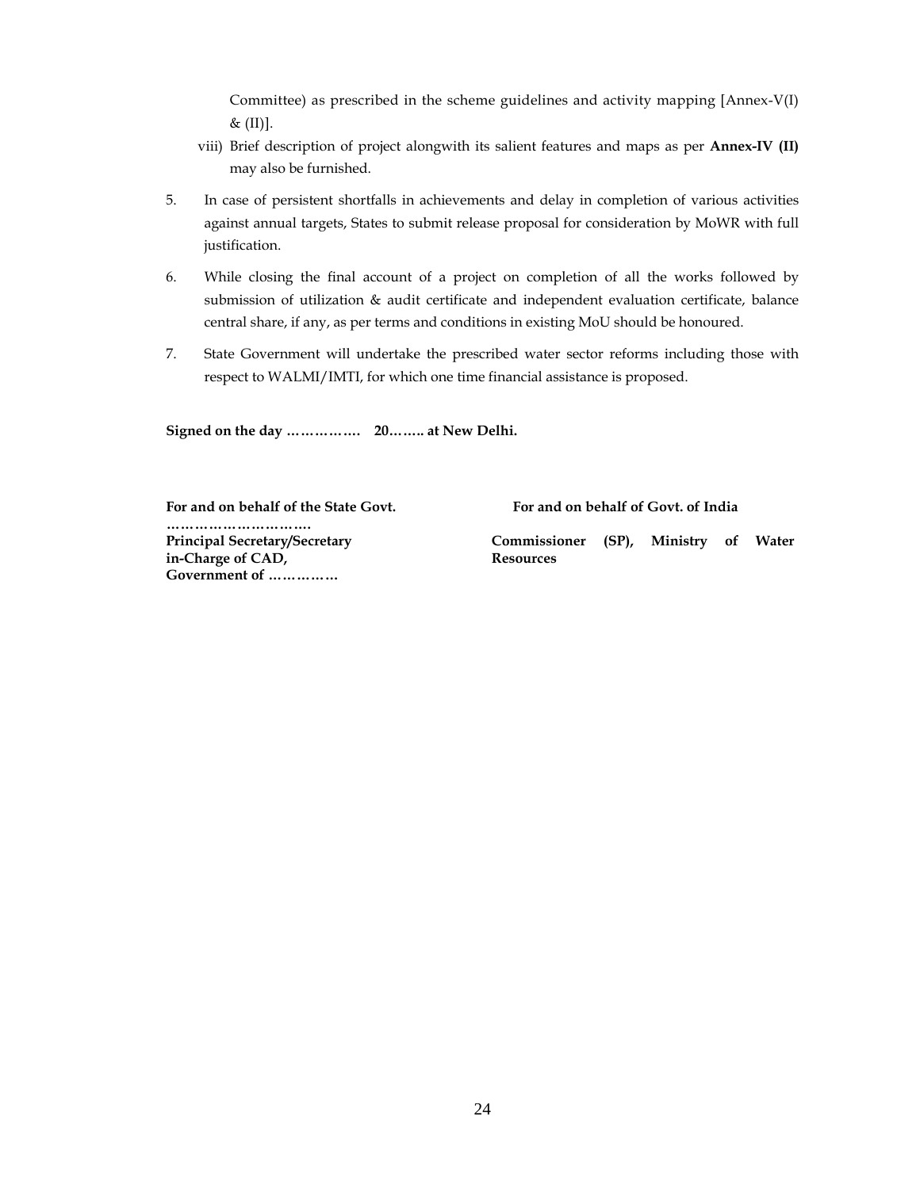Committee) as prescribed in the scheme guidelines and activity mapping [Annex-V(I) & (II)].

viii) Brief description of project alongwith its salient features and maps as per **Annex-IV (II)** may also be furnished.

5. In case of persistent shortfalls in achievements and delay in completion of various activities against annual targets, States to submit release proposal for consideration by MoWR with full justification.

6. While closing the final account of a project on completion of all the works followed by submission of utilization & audit certificate and independent evaluation certificate, balance central share, if any, as per terms and conditions in existing MoU should be honoured.

7. State Government will undertake the prescribed water sector reforms including those with respect to WALMI/IMTI, for which one time financial assistance is proposed.

**Signed on the day ……………. 20…….. at New Delhi.**

| **For and on behalf of the State Govt.** | **For and on behalf of Govt. of India** |
|---|---|
| **………………………….**<br>**Principal Secretary/Secretary in-Charge of CAD, Government of ……………** | **Commissioner (SP), Ministry of Water Resources** |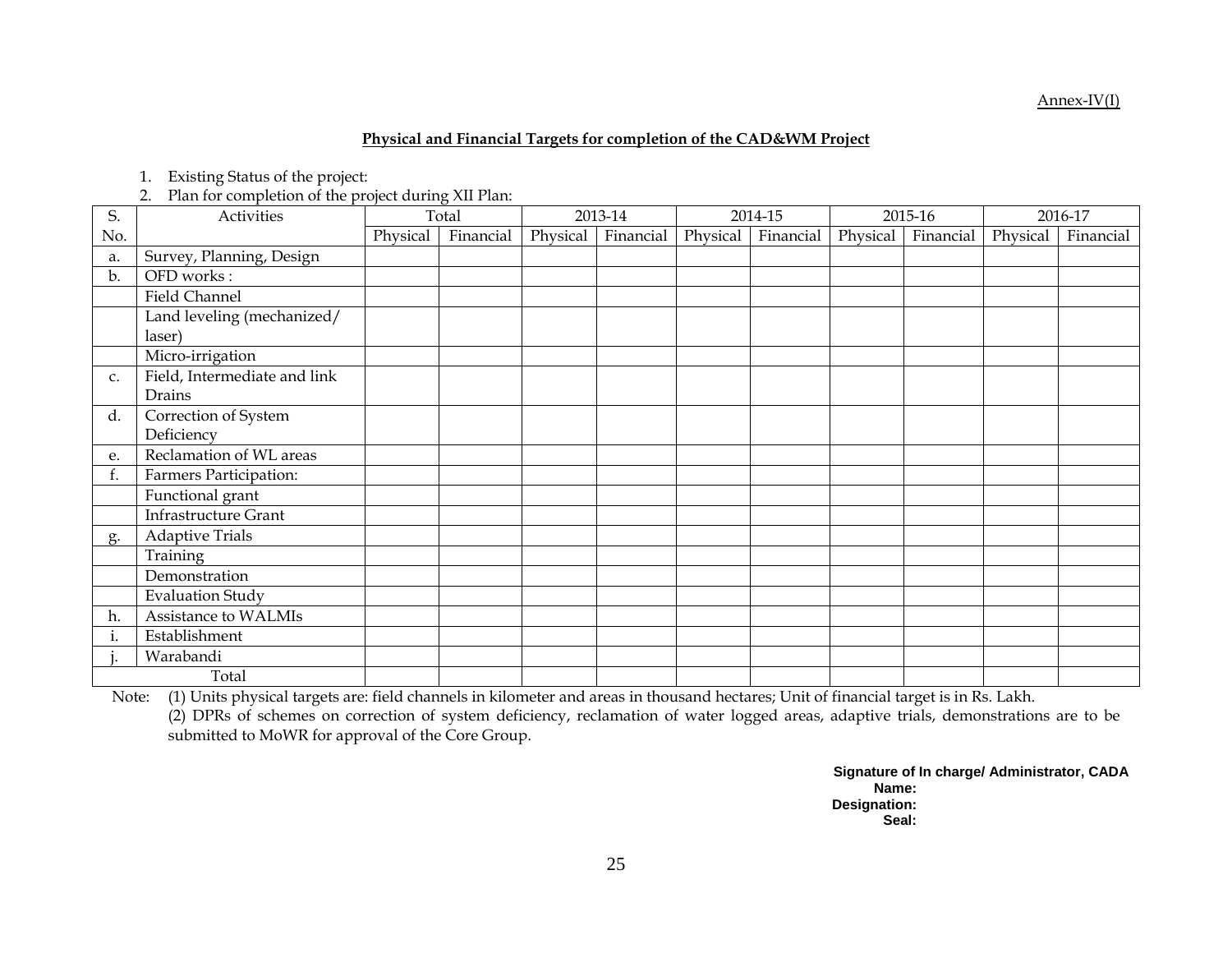Annex-IV(I)

**Physical and Financial Targets for completion of the CAD&WM Project**

1. Existing Status of the project:
2. Plan for completion of the project during XII Plan:

| S. No. | Activities | Total | | 2013-14 | | 2014-15 | | 2015-16 | | 2016-17 | |
|---|---|---|---|---|---|---|---|---|---|---|---|
| | | Physical | Financial | Physical | Financial | Physical | Financial | Physical | Financial | Physical | Financial |
| a. | Survey, Planning, Design | | | | | | | | | | |
| b. | OFD works : | | | | | | | | | | |
| | Field Channel | | | | | | | | | | |
| | Land leveling (mechanized/ laser) | | | | | | | | | | |
| | Micro-irrigation | | | | | | | | | | |
| c. | Field, Intermediate and link Drains | | | | | | | | | | |
| d. | Correction of System Deficiency | | | | | | | | | | |
| e. | Reclamation of WL areas | | | | | | | | | | |
| f. | Farmers Participation: | | | | | | | | | | |
| | Functional grant | | | | | | | | | | |
| | Infrastructure Grant | | | | | | | | | | |
| g. | Adaptive Trials | | | | | | | | | | |
| | Training | | | | | | | | | | |
| | Demonstration | | | | | | | | | | |
| | Evaluation Study | | | | | | | | | | |
| h. | Assistance to WALMIs | | | | | | | | | | |
| i. | Establishment | | | | | | | | | | |
| j. | Warabandi | | | | | | | | | | |
| | Total | | | | | | | | | | |

Note: (1) Units physical targets are: field channels in kilometer and areas in thousand hectares; Unit of financial target is in Rs. Lakh.
(2) DPRs of schemes on correction of system deficiency, reclamation of water logged areas, adaptive trials, demonstrations are to be submitted to MoWR for approval of the Core Group.

**Signature of In charge/ Administrator, CADA**
**Name:**
**Designation:**
**Seal:**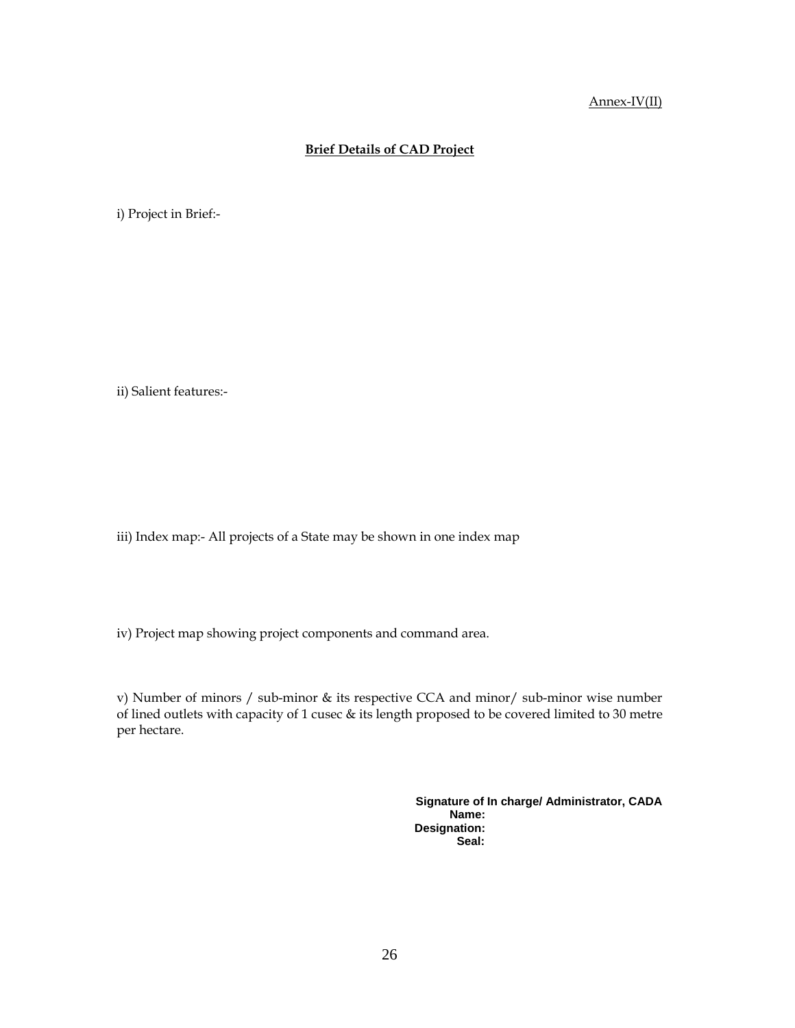Annex-IV(II)

## Brief Details of CAD Project

i) Project in Brief:-

ii) Salient features:-

iii) Index map:- All projects of a State may be shown in one index map

iv) Project map showing project components and command area.

v) Number of minors / sub-minor & its respective CCA and minor/ sub-minor wise number of lined outlets with capacity of 1 cusec & its length proposed to be covered limited to 30 metre per hectare.

**Signature of In charge/ Administrator, CADA**
**Name:**
**Designation:**
**Seal:**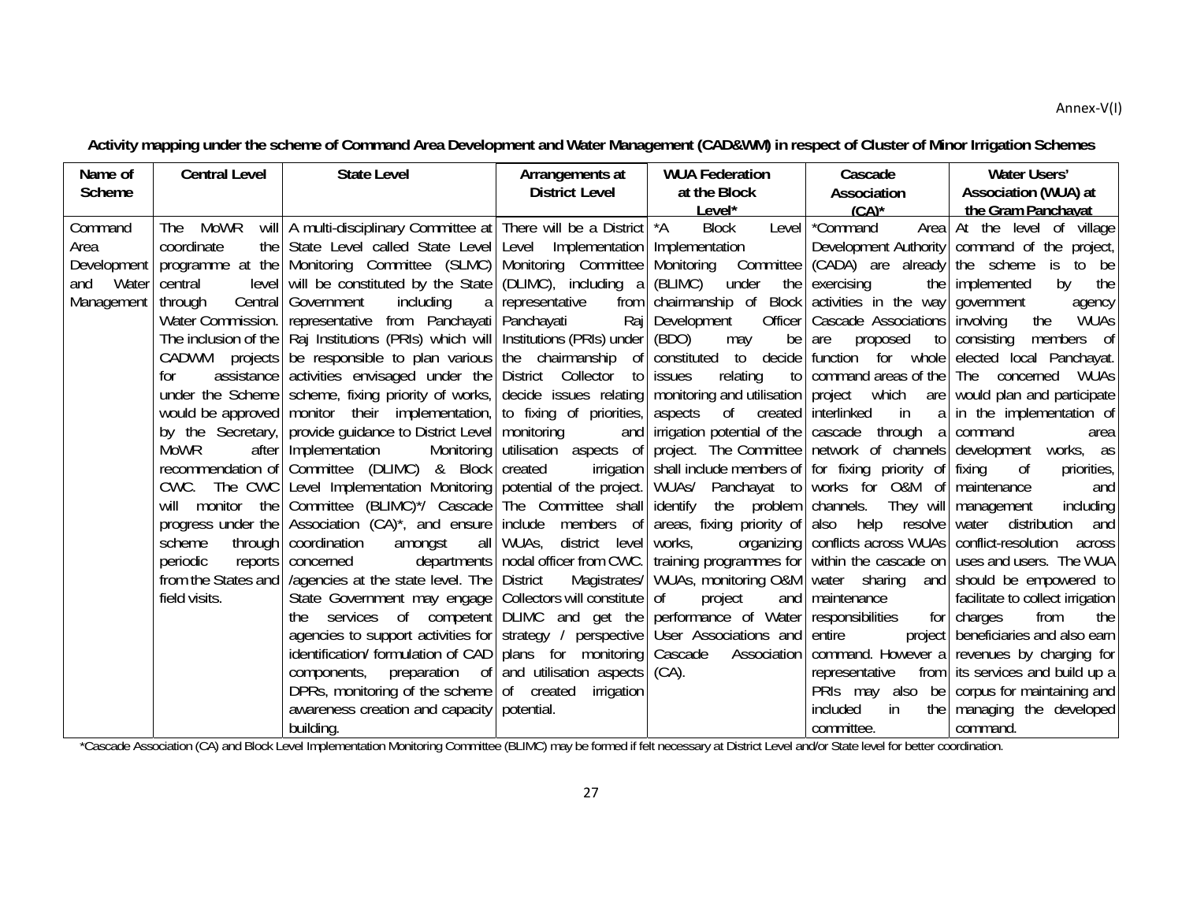Annex-V(I)

**Activity mapping under the scheme of Command Area Development and Water Management (CAD&WM) in respect of Cluster of Minor Irrigation Schemes**

| Name of Scheme | Central Level | State Level | Arrangements at District Level | WUA Federation at the Block Level* | Cascade Association (CA)* | Water Users' Association (WUA) at the Gram Panchayat |
|---|---|---|---|---|---|---|
| Command Area Development and Water Management | The MoWR will coordinate the programme at the central level through Central Water Commission. The inclusion of the CADWM projects for assistance under the Scheme would be approved by the Secretary, MoWR after recommendation of CWC. The CWC will monitor the progress under the scheme through periodic reports from the States and field visits. | A multi-disciplinary Committee at State Level called State Level Monitoring Committee (SLMC) will be constituted by the State Government including a representative from Panchayati Raj Institutions (PRIs) which will be responsible to plan various activities envisaged under the scheme, fixing priority of works, monitor their implementation, provide guidance to District Level Implementation Monitoring Committee (DLIMC) & Block Level Implementation Monitoring Committee (BLIMC)*/ Cascade Association (CA)*, and ensure coordination amongst all concerned departments /agencies at the state level. The State Government may engage the services of competent agencies to support activities for identification/ formulation of CAD components, preparation of DPRs, monitoring of the scheme awareness creation and capacity building. | There will be a District Level Implementation Monitoring Committee (DLIMC), including a representative from Panchayati Raj Institutions (PRIs) under the chairmanship of the District Collector to decide issues relating to fixing of priorities, monitoring and utilisation aspects of created irrigation potential of the project. The Committee shall include members of WUAs, district level nodal officer from CWC. District Magistrates/ Collectors will constitute DLIMC and get the strategy / perspective plans for monitoring and utilisation aspects of created irrigation potential. | *A Block Level Implementation Monitoring Committee (BLIMC) under the chairmanship of Block Development Officer (BDO) may be constituted to decide issues relating to monitoring and utilisation aspects of created irrigation potential of the project. The Committee shall include members of WUAs/ Panchayat to identify the problem areas, fixing priority of works, organizing training programmes for WUAs, monitoring O&M of project and performance of Water User Associations and Cascade Association (CA). | *Command Area Development Authority (CADA) are already exercising the activities in the way Cascade Associations are proposed to function for whole command areas of the project which are interlinked in a cascade through a network of channels for fixing priority of works for O&M of channels. They will also help resolve conflicts across WUAs within the cascade on water sharing and maintenance responsibilities for entire project command. However a representative from PRIs may also be included in the committee. | At the level of village command of the project, the scheme is to be implemented by the government agency involving the WUAs consisting members of elected local Panchayat. The concerned WUAs would plan and participate in the implementation of command area development works, as fixing of priorities, maintenance and management including water distribution and conflict-resolution across uses and users. The WUA should be empowered to facilitate to collect irrigation charges from the beneficiaries and also earn revenues by charging for its services and build up a corpus for maintaining and managing the developed command. |

*Cascade Association (CA) and Block Level Implementation Monitoring Committee (BLIMC) may be formed if felt necessary at District Level and/or State level for better coordination.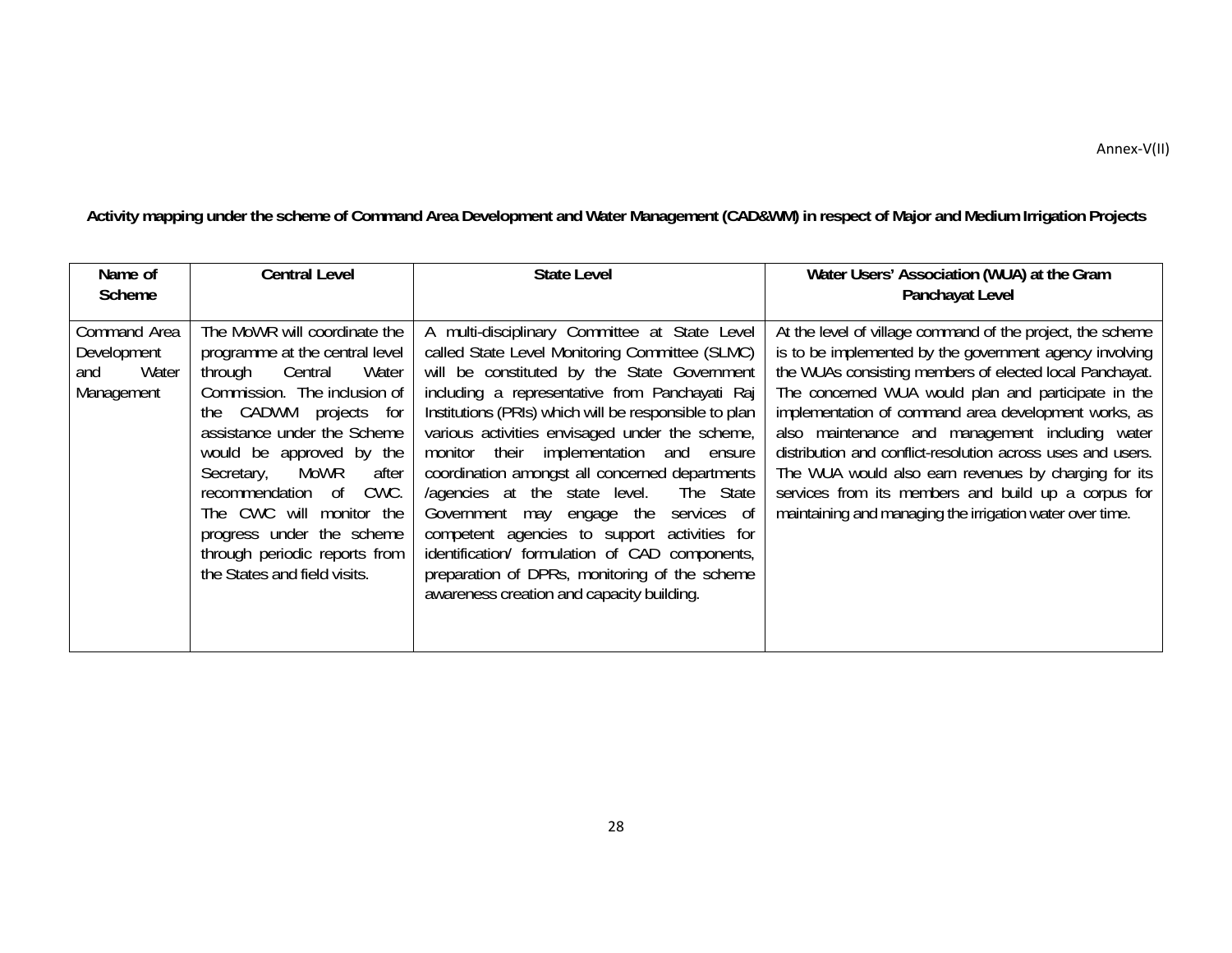Annex-V(II)

**Activity mapping under the scheme of Command Area Development and Water Management (CAD&WM) in respect of Major and Medium Irrigation Projects**

| Name of Scheme | Central Level | State Level | Water Users' Association (WUA) at the Gram Panchayat Level |
|---|---|---|---|
| Command Area Development and Water Management | The MoWR will coordinate the programme at the central level through Central Water Commission. The inclusion of the CADWM projects for assistance under the Scheme would be approved by the Secretary, MoWR after recommendation of CWC. The CWC will monitor the progress under the scheme through periodic reports from the States and field visits. | A multi-disciplinary Committee at State Level called State Level Monitoring Committee (SLMC) will be constituted by the State Government including a representative from Panchayati Raj Institutions (PRIs) which will be responsible to plan various activities envisaged under the scheme, monitor their implementation and ensure coordination amongst all concerned departments /agencies at the state level. The State Government may engage the services of competent agencies to support activities for identification/ formulation of CAD components, preparation of DPRs, monitoring of the scheme awareness creation and capacity building. | At the level of village command of the project, the scheme is to be implemented by the government agency involving the WUAs consisting members of elected local Panchayat. The concerned WUA would plan and participate in the implementation of command area development works, as also maintenance and management including water distribution and conflict-resolution across uses and users. The WUA would also earn revenues by charging for its services from its members and build up a corpus for maintaining and managing the irrigation water over time. |